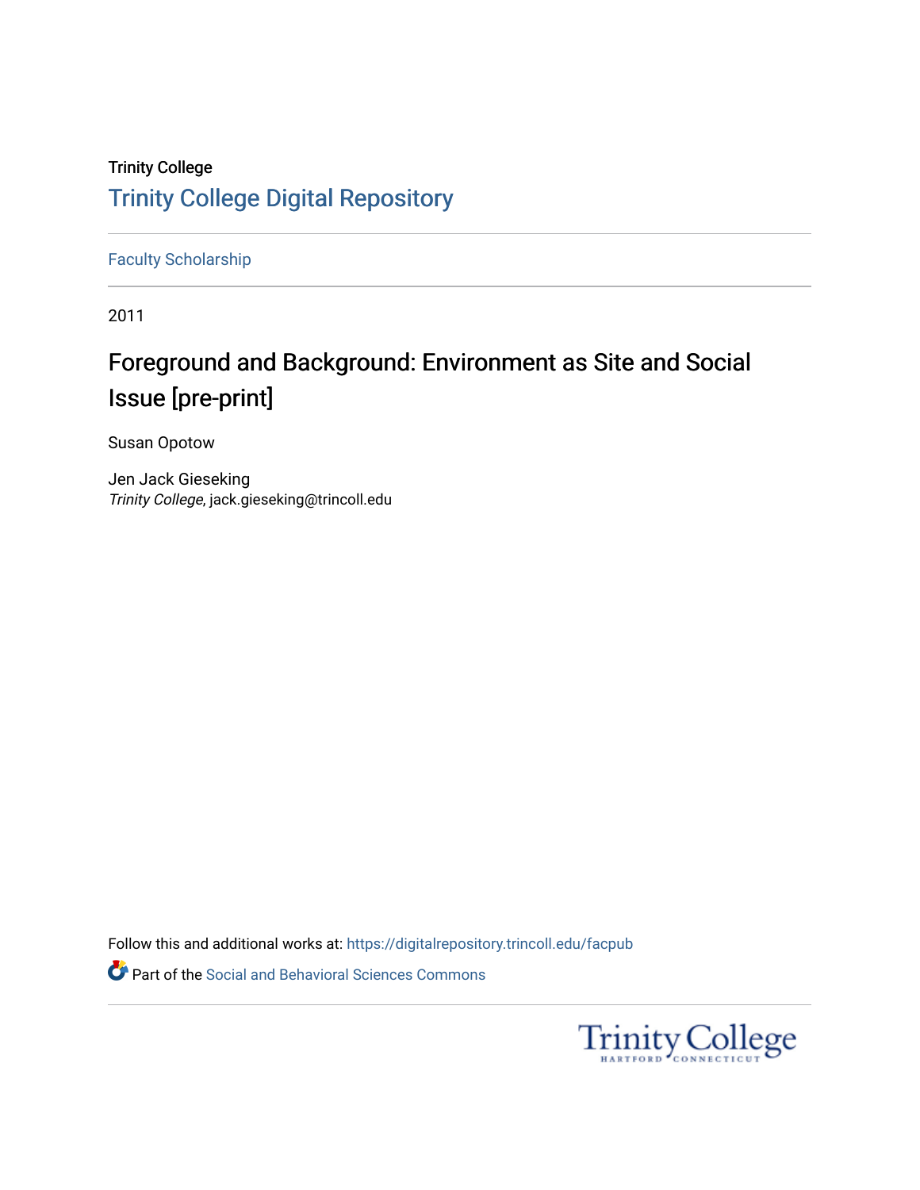Trinity College

# Trinity College Digital Repository

Faculty Scholarship

2011

## Foreground and Background: Environment as Site and Social Issue [pre-print]

Susan Opotow

Jen Jack Gieseking
*Trinity College*, jack.gieseking@trincoll.edu

Follow this and additional works at: https://digitalrepository.trincoll.edu/facpub

Part of the Social and Behavioral Sciences Commons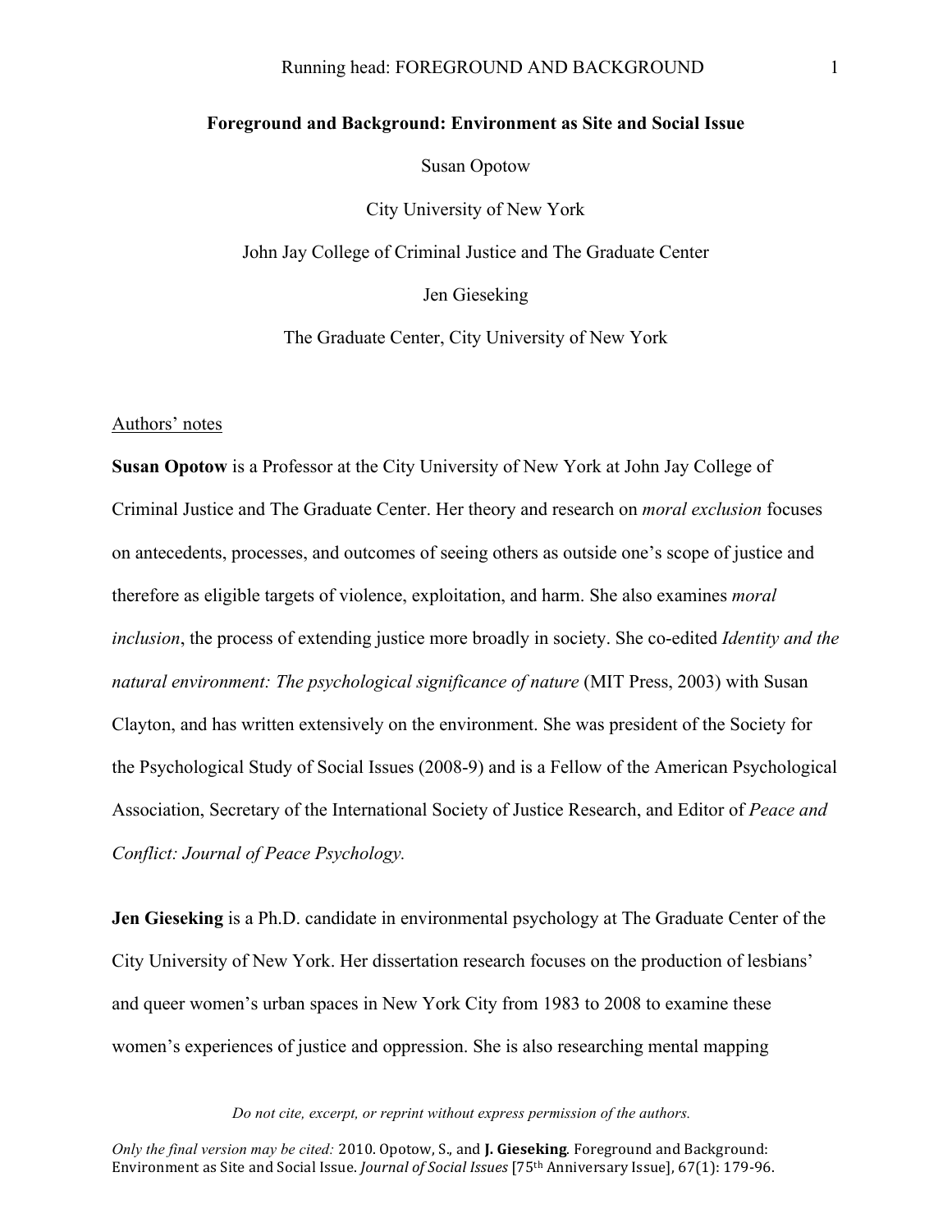# Foreground and Background: Environment as Site and Social Issue

Susan Opotow

City University of New York

John Jay College of Criminal Justice and The Graduate Center

Jen Gieseking

The Graduate Center, City University of New York

Authors' notes

**Susan Opotow** is a Professor at the City University of New York at John Jay College of Criminal Justice and The Graduate Center. Her theory and research on *moral exclusion* focuses on antecedents, processes, and outcomes of seeing others as outside one's scope of justice and therefore as eligible targets of violence, exploitation, and harm. She also examines *moral inclusion*, the process of extending justice more broadly in society. She co-edited *Identity and the natural environment: The psychological significance of nature* (MIT Press, 2003) with Susan Clayton, and has written extensively on the environment. She was president of the Society for the Psychological Study of Social Issues (2008-9) and is a Fellow of the American Psychological Association, Secretary of the International Society of Justice Research, and Editor of *Peace and Conflict: Journal of Peace Psychology.*

**Jen Gieseking** is a Ph.D. candidate in environmental psychology at The Graduate Center of the City University of New York. Her dissertation research focuses on the production of lesbians' and queer women's urban spaces in New York City from 1983 to 2008 to examine these women's experiences of justice and oppression. She is also researching mental mapping

*Do not cite, excerpt, or reprint without express permission of the authors.*

*Only the final version may be cited:* 2010. Opotow, S., and **J. Gieseking**. Foreground and Background: Environment as Site and Social Issue. *Journal of Social Issues* [75th Anniversary Issue], 67(1): 179-96.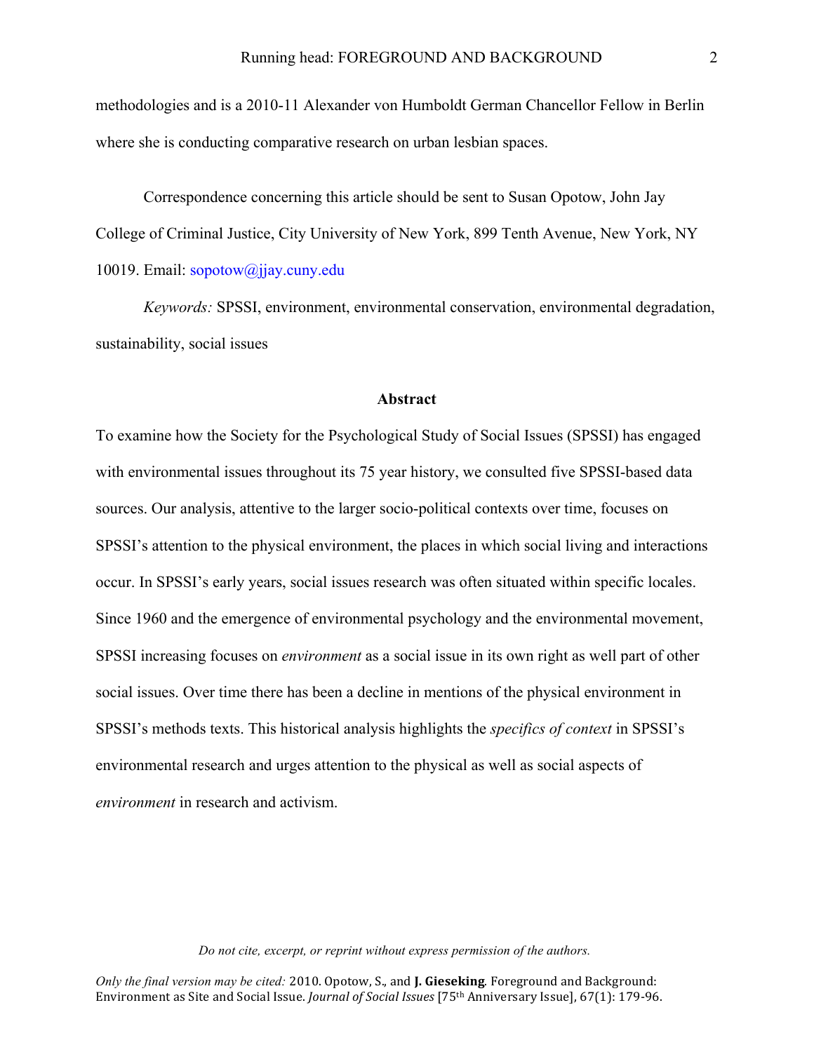methodologies and is a 2010-11 Alexander von Humboldt German Chancellor Fellow in Berlin where she is conducting comparative research on urban lesbian spaces.

Correspondence concerning this article should be sent to Susan Opotow, John Jay College of Criminal Justice, City University of New York, 899 Tenth Avenue, New York, NY 10019. Email: sopotow@jjay.cuny.edu

*Keywords:* SPSSI, environment, environmental conservation, environmental degradation, sustainability, social issues

## Abstract

To examine how the Society for the Psychological Study of Social Issues (SPSSI) has engaged with environmental issues throughout its 75 year history, we consulted five SPSSI-based data sources. Our analysis, attentive to the larger socio-political contexts over time, focuses on SPSSI's attention to the physical environment, the places in which social living and interactions occur. In SPSSI's early years, social issues research was often situated within specific locales. Since 1960 and the emergence of environmental psychology and the environmental movement, SPSSI increasing focuses on *environment* as a social issue in its own right as well part of other social issues. Over time there has been a decline in mentions of the physical environment in SPSSI's methods texts. This historical analysis highlights the *specifics of context* in SPSSI's environmental research and urges attention to the physical as well as social aspects of *environment* in research and activism.

*Do not cite, excerpt, or reprint without express permission of the authors.*

*Only the final version may be cited:* 2010. Opotow, S., and **J. Gieseking**. Foreground and Background: Environment as Site and Social Issue. *Journal of Social Issues* [75th Anniversary Issue], 67(1): 179-96.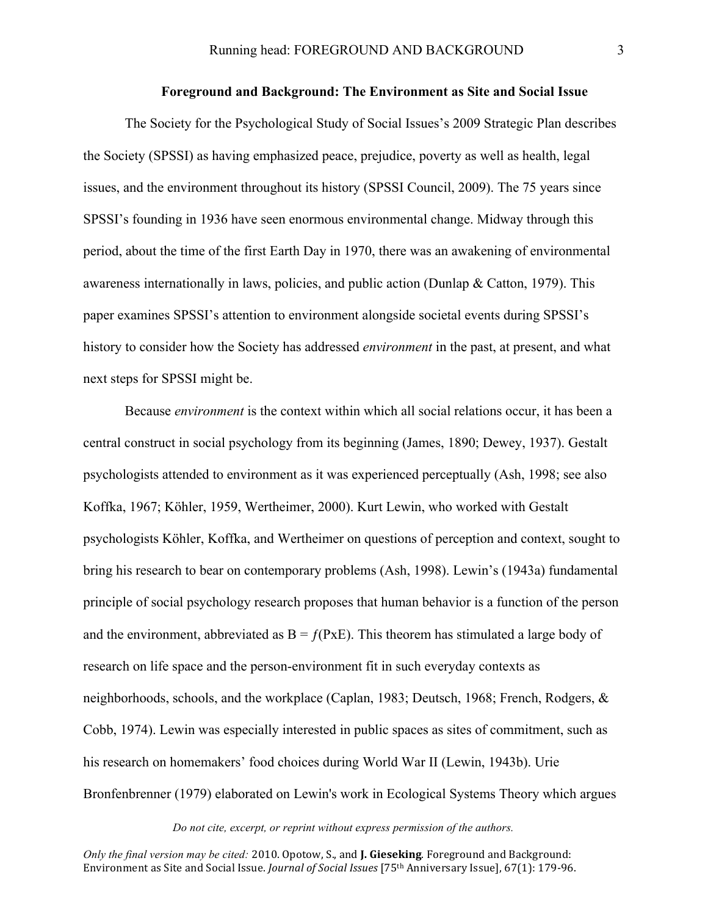## Foreground and Background: The Environment as Site and Social Issue

The Society for the Psychological Study of Social Issues's 2009 Strategic Plan describes the Society (SPSSI) as having emphasized peace, prejudice, poverty as well as health, legal issues, and the environment throughout its history (SPSSI Council, 2009). The 75 years since SPSSI's founding in 1936 have seen enormous environmental change. Midway through this period, about the time of the first Earth Day in 1970, there was an awakening of environmental awareness internationally in laws, policies, and public action (Dunlap & Catton, 1979). This paper examines SPSSI's attention to environment alongside societal events during SPSSI's history to consider how the Society has addressed *environment* in the past, at present, and what next steps for SPSSI might be.

Because *environment* is the context within which all social relations occur, it has been a central construct in social psychology from its beginning (James, 1890; Dewey, 1937). Gestalt psychologists attended to environment as it was experienced perceptually (Ash, 1998; see also Koffka, 1967; Köhler, 1959, Wertheimer, 2000). Kurt Lewin, who worked with Gestalt psychologists Köhler, Koffka, and Wertheimer on questions of perception and context, sought to bring his research to bear on contemporary problems (Ash, 1998). Lewin's (1943a) fundamental principle of social psychology research proposes that human behavior is a function of the person and the environment, abbreviated as $B = f(PxE)$. This theorem has stimulated a large body of research on life space and the person-environment fit in such everyday contexts as neighborhoods, schools, and the workplace (Caplan, 1983; Deutsch, 1968; French, Rodgers, & Cobb, 1974). Lewin was especially interested in public spaces as sites of commitment, such as his research on homemakers' food choices during World War II (Lewin, 1943b). Urie Bronfenbrenner (1979) elaborated on Lewin's work in Ecological Systems Theory which argues

*Do not cite, excerpt, or reprint without express permission of the authors.*

*Only the final version may be cited:* 2010. Opotow, S., and **J. Gieseking**. Foreground and Background: Environment as Site and Social Issue. *Journal of Social Issues* [75th Anniversary Issue], 67(1): 179-96.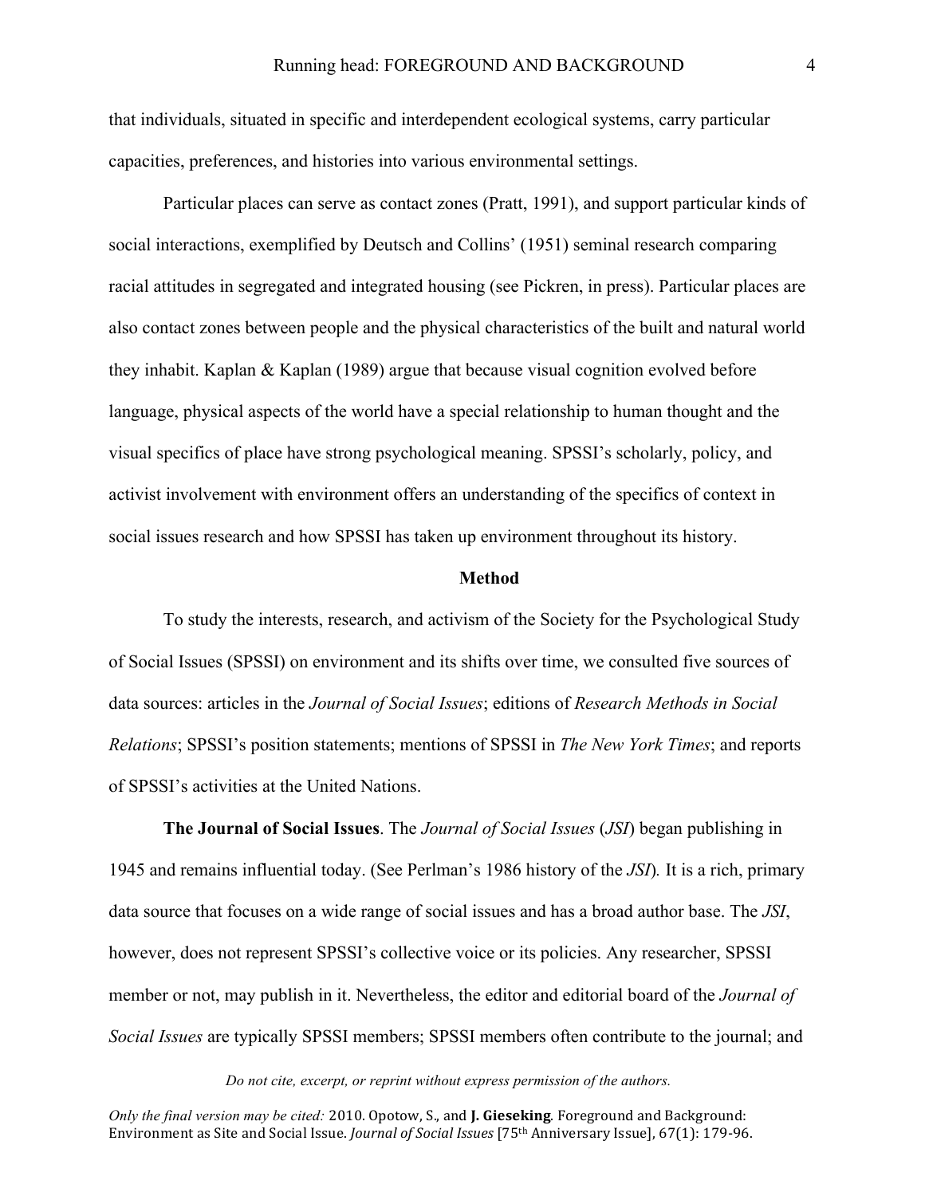that individuals, situated in specific and interdependent ecological systems, carry particular capacities, preferences, and histories into various environmental settings.

Particular places can serve as contact zones (Pratt, 1991), and support particular kinds of social interactions, exemplified by Deutsch and Collins' (1951) seminal research comparing racial attitudes in segregated and integrated housing (see Pickren, in press). Particular places are also contact zones between people and the physical characteristics of the built and natural world they inhabit. Kaplan & Kaplan (1989) argue that because visual cognition evolved before language, physical aspects of the world have a special relationship to human thought and the visual specifics of place have strong psychological meaning. SPSSI's scholarly, policy, and activist involvement with environment offers an understanding of the specifics of context in social issues research and how SPSSI has taken up environment throughout its history.

## Method

To study the interests, research, and activism of the Society for the Psychological Study of Social Issues (SPSSI) on environment and its shifts over time, we consulted five sources of data sources: articles in the *Journal of Social Issues*; editions of *Research Methods in Social Relations*; SPSSI's position statements; mentions of SPSSI in *The New York Times*; and reports of SPSSI's activities at the United Nations.

**The Journal of Social Issues**. The *Journal of Social Issues* (*JSI*) began publishing in 1945 and remains influential today. (See Perlman's 1986 history of the *JSI*)*.* It is a rich, primary data source that focuses on a wide range of social issues and has a broad author base. The *JSI*, however, does not represent SPSSI's collective voice or its policies. Any researcher, SPSSI member or not, may publish in it. Nevertheless, the editor and editorial board of the *Journal of Social Issues* are typically SPSSI members; SPSSI members often contribute to the journal; and

*Do not cite, excerpt, or reprint without express permission of the authors.*

*Only the final version may be cited:* 2010. Opotow, S., and **J. Gieseking**. Foreground and Background: Environment as Site and Social Issue. *Journal of Social Issues* [75th Anniversary Issue], 67(1): 179-96.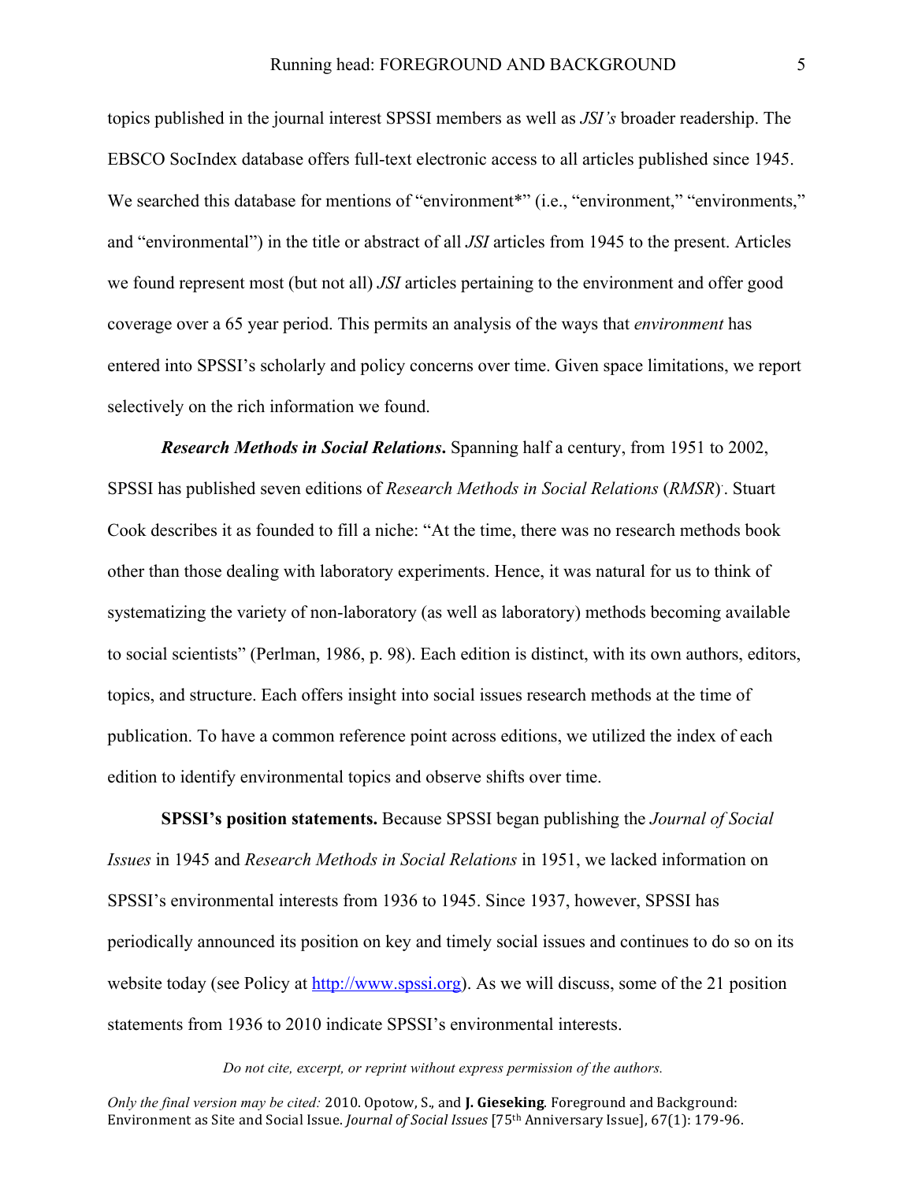topics published in the journal interest SPSSI members as well as *JSI's* broader readership. The EBSCO SocIndex database offers full-text electronic access to all articles published since 1945. We searched this database for mentions of "environment*" (i.e., "environment," "environments," and "environmental") in the title or abstract of all *JSI* articles from 1945 to the present. Articles we found represent most (but not all) *JSI* articles pertaining to the environment and offer good coverage over a 65 year period. This permits an analysis of the ways that *environment* has entered into SPSSI's scholarly and policy concerns over time. Given space limitations, we report selectively on the rich information we found.

***Research Methods in Social Relations*.** Spanning half a century, from 1951 to 2002, SPSSI has published seven editions of *Research Methods in Social Relations* (*RMSR*). Stuart Cook describes it as founded to fill a niche: "At the time, there was no research methods book other than those dealing with laboratory experiments. Hence, it was natural for us to think of systematizing the variety of non-laboratory (as well as laboratory) methods becoming available to social scientists" (Perlman, 1986, p. 98). Each edition is distinct, with its own authors, editors, topics, and structure. Each offers insight into social issues research methods at the time of publication. To have a common reference point across editions, we utilized the index of each edition to identify environmental topics and observe shifts over time.

**SPSSI's position statements.** Because SPSSI began publishing the *Journal of Social Issues* in 1945 and *Research Methods in Social Relations* in 1951, we lacked information on SPSSI's environmental interests from 1936 to 1945. Since 1937, however, SPSSI has periodically announced its position on key and timely social issues and continues to do so on its website today (see Policy at http://www.spssi.org). As we will discuss, some of the 21 position statements from 1936 to 2010 indicate SPSSI's environmental interests.

*Do not cite, excerpt, or reprint without express permission of the authors.*

*Only the final version may be cited:* 2010. Opotow, S., and **J. Gieseking**. Foreground and Background: Environment as Site and Social Issue. *Journal of Social Issues* [75th Anniversary Issue], 67(1): 179-96.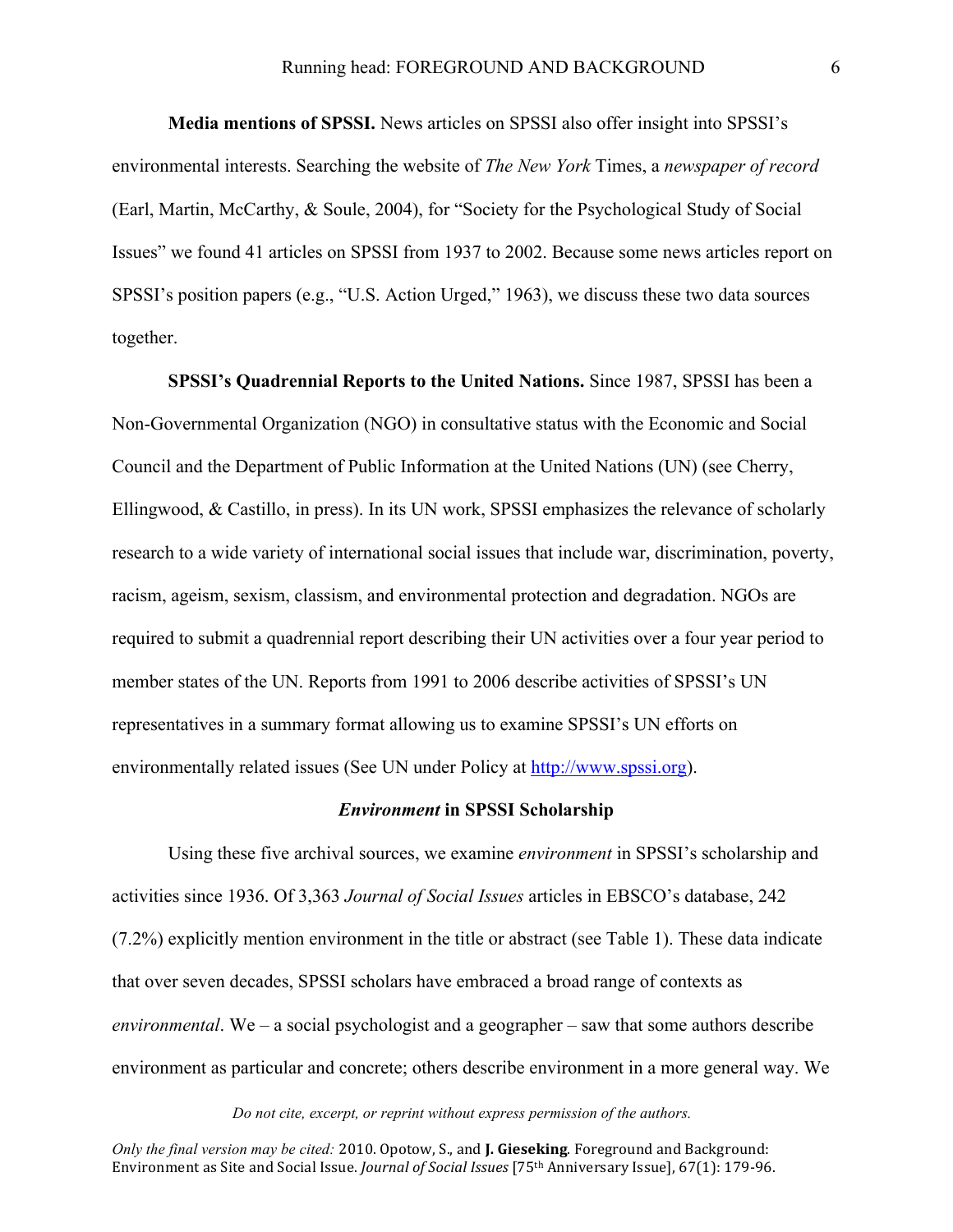**Media mentions of SPSSI.** News articles on SPSSI also offer insight into SPSSI's environmental interests. Searching the website of *The New York* Times, a *newspaper of record* (Earl, Martin, McCarthy, & Soule, 2004), for "Society for the Psychological Study of Social Issues" we found 41 articles on SPSSI from 1937 to 2002. Because some news articles report on SPSSI's position papers (e.g., "U.S. Action Urged," 1963), we discuss these two data sources together.

**SPSSI's Quadrennial Reports to the United Nations.** Since 1987, SPSSI has been a Non-Governmental Organization (NGO) in consultative status with the Economic and Social Council and the Department of Public Information at the United Nations (UN) (see Cherry, Ellingwood, & Castillo, in press). In its UN work, SPSSI emphasizes the relevance of scholarly research to a wide variety of international social issues that include war, discrimination, poverty, racism, ageism, sexism, classism, and environmental protection and degradation. NGOs are required to submit a quadrennial report describing their UN activities over a four year period to member states of the UN. Reports from 1991 to 2006 describe activities of SPSSI's UN representatives in a summary format allowing us to examine SPSSI's UN efforts on environmentally related issues (See UN under Policy at http://www.spssi.org).

## *Environment* in SPSSI Scholarship

Using these five archival sources, we examine *environment* in SPSSI's scholarship and activities since 1936. Of 3,363 *Journal of Social Issues* articles in EBSCO's database, 242 (7.2%) explicitly mention environment in the title or abstract (see Table 1). These data indicate that over seven decades, SPSSI scholars have embraced a broad range of contexts as *environmental*. We – a social psychologist and a geographer – saw that some authors describe environment as particular and concrete; others describe environment in a more general way. We

*Do not cite, excerpt, or reprint without express permission of the authors.*

*Only the final version may be cited:* 2010. Opotow, S., and **J. Gieseking**. Foreground and Background: Environment as Site and Social Issue. *Journal of Social Issues* [75th Anniversary Issue], 67(1): 179-96.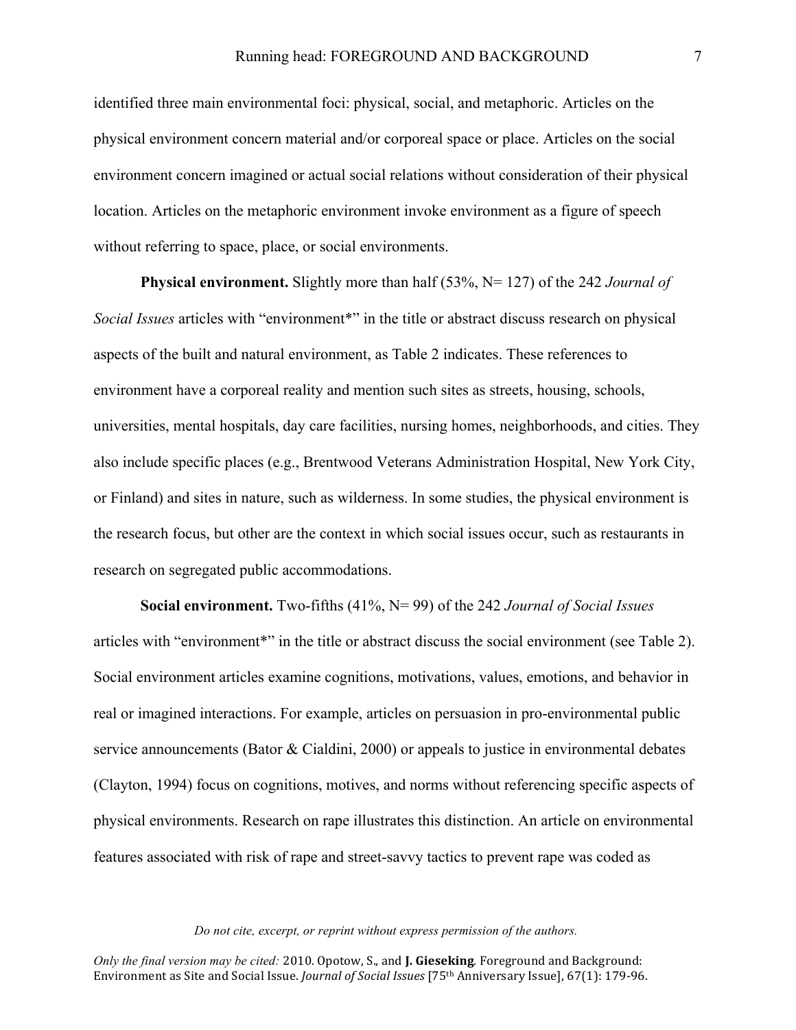identified three main environmental foci: physical, social, and metaphoric. Articles on the physical environment concern material and/or corporeal space or place. Articles on the social environment concern imagined or actual social relations without consideration of their physical location. Articles on the metaphoric environment invoke environment as a figure of speech without referring to space, place, or social environments.

**Physical environment.** Slightly more than half (53%, N= 127) of the 242 *Journal of Social Issues* articles with "environment*" in the title or abstract discuss research on physical aspects of the built and natural environment, as Table 2 indicates. These references to environment have a corporeal reality and mention such sites as streets, housing, schools, universities, mental hospitals, day care facilities, nursing homes, neighborhoods, and cities. They also include specific places (e.g., Brentwood Veterans Administration Hospital, New York City, or Finland) and sites in nature, such as wilderness. In some studies, the physical environment is the research focus, but other are the context in which social issues occur, such as restaurants in research on segregated public accommodations.

**Social environment.** Two-fifths (41%, N= 99) of the 242 *Journal of Social Issues* articles with "environment*" in the title or abstract discuss the social environment (see Table 2). Social environment articles examine cognitions, motivations, values, emotions, and behavior in real or imagined interactions. For example, articles on persuasion in pro-environmental public service announcements (Bator & Cialdini, 2000) or appeals to justice in environmental debates (Clayton, 1994) focus on cognitions, motives, and norms without referencing specific aspects of physical environments. Research on rape illustrates this distinction. An article on environmental features associated with risk of rape and street-savvy tactics to prevent rape was coded as

*Do not cite, excerpt, or reprint without express permission of the authors.*

*Only the final version may be cited:* 2010. Opotow, S., and **J. Gieseking**. Foreground and Background: Environment as Site and Social Issue. *Journal of Social Issues* [75th Anniversary Issue], 67(1): 179-96.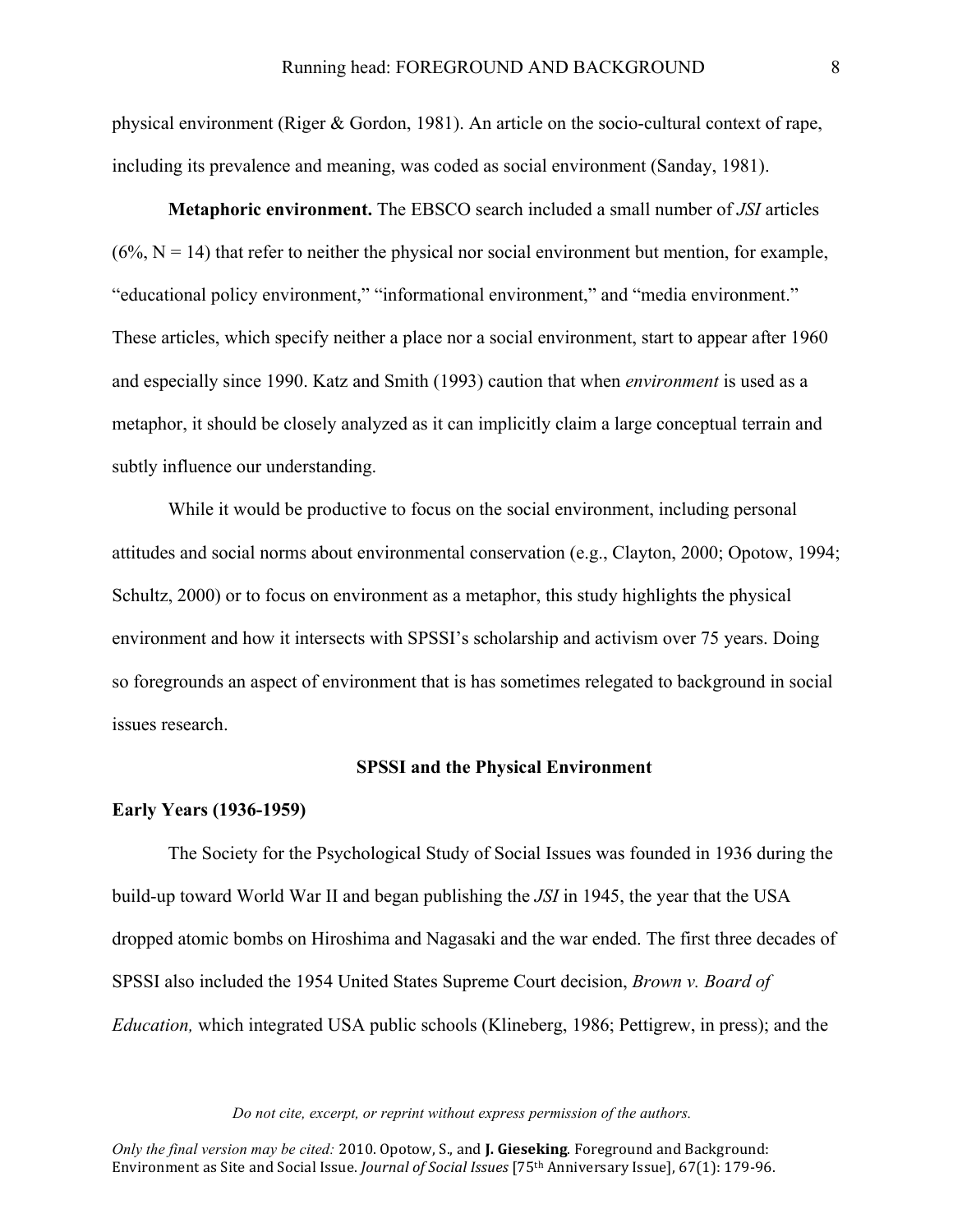physical environment (Riger & Gordon, 1981). An article on the socio-cultural context of rape, including its prevalence and meaning, was coded as social environment (Sanday, 1981).

**Metaphoric environment.** The EBSCO search included a small number of *JSI* articles (6%, N = 14) that refer to neither the physical nor social environment but mention, for example, "educational policy environment," "informational environment," and "media environment." These articles, which specify neither a place nor a social environment, start to appear after 1960 and especially since 1990. Katz and Smith (1993) caution that when *environment* is used as a metaphor, it should be closely analyzed as it can implicitly claim a large conceptual terrain and subtly influence our understanding.

While it would be productive to focus on the social environment, including personal attitudes and social norms about environmental conservation (e.g., Clayton, 2000; Opotow, 1994; Schultz, 2000) or to focus on environment as a metaphor, this study highlights the physical environment and how it intersects with SPSSI's scholarship and activism over 75 years. Doing so foregrounds an aspect of environment that is has sometimes relegated to background in social issues research.

## SPSSI and the Physical Environment

### Early Years (1936-1959)

The Society for the Psychological Study of Social Issues was founded in 1936 during the build-up toward World War II and began publishing the *JSI* in 1945, the year that the USA dropped atomic bombs on Hiroshima and Nagasaki and the war ended. The first three decades of SPSSI also included the 1954 United States Supreme Court decision, *Brown v. Board of Education,* which integrated USA public schools (Klineberg, 1986; Pettigrew, in press); and the

*Do not cite, excerpt, or reprint without express permission of the authors.*

*Only the final version may be cited:* 2010. Opotow, S., and **J. Gieseking**. Foreground and Background: Environment as Site and Social Issue. *Journal of Social Issues* [75th Anniversary Issue], 67(1): 179-96.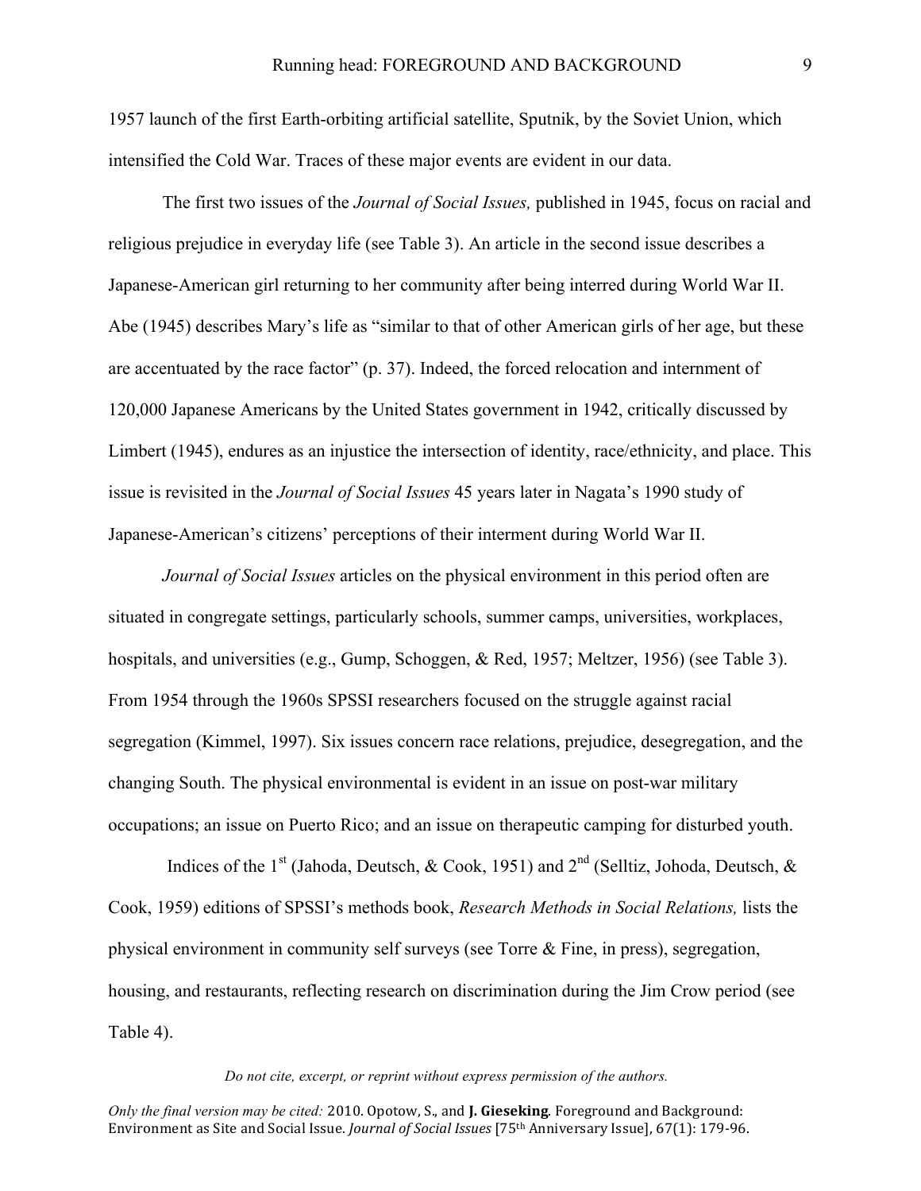1957 launch of the first Earth-orbiting artificial satellite, Sputnik, by the Soviet Union, which intensified the Cold War. Traces of these major events are evident in our data.

The first two issues of the *Journal of Social Issues,* published in 1945, focus on racial and religious prejudice in everyday life (see Table 3). An article in the second issue describes a Japanese-American girl returning to her community after being interred during World War II. Abe (1945) describes Mary's life as "similar to that of other American girls of her age, but these are accentuated by the race factor" (p. 37). Indeed, the forced relocation and internment of 120,000 Japanese Americans by the United States government in 1942, critically discussed by Limbert (1945), endures as an injustice the intersection of identity, race/ethnicity, and place. This issue is revisited in the *Journal of Social Issues* 45 years later in Nagata's 1990 study of Japanese-American's citizens' perceptions of their interment during World War II.

*Journal of Social Issues* articles on the physical environment in this period often are situated in congregate settings, particularly schools, summer camps, universities, workplaces, hospitals, and universities (e.g., Gump, Schoggen, & Red, 1957; Meltzer, 1956) (see Table 3). From 1954 through the 1960s SPSSI researchers focused on the struggle against racial segregation (Kimmel, 1997). Six issues concern race relations, prejudice, desegregation, and the changing South. The physical environmental is evident in an issue on post-war military occupations; an issue on Puerto Rico; and an issue on therapeutic camping for disturbed youth.

Indices of the 1st (Jahoda, Deutsch, & Cook, 1951) and 2nd (Selltiz, Johoda, Deutsch, & Cook, 1959) editions of SPSSI's methods book, *Research Methods in Social Relations,* lists the physical environment in community self surveys (see Torre & Fine, in press), segregation, housing, and restaurants, reflecting research on discrimination during the Jim Crow period (see Table 4).

*Do not cite, excerpt, or reprint without express permission of the authors.*

*Only the final version may be cited:* 2010. Opotow, S., and **J. Gieseking**. Foreground and Background: Environment as Site and Social Issue. *Journal of Social Issues* [75th Anniversary Issue], 67(1): 179-96.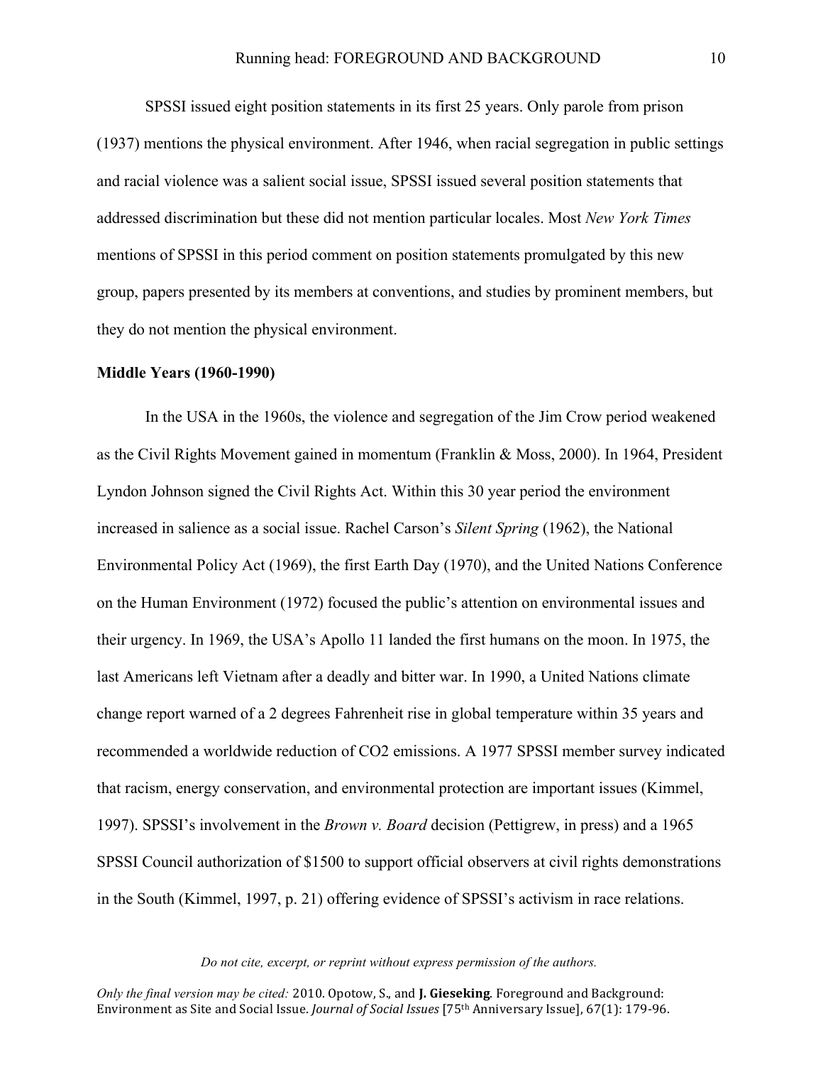SPSSI issued eight position statements in its first 25 years. Only parole from prison (1937) mentions the physical environment. After 1946, when racial segregation in public settings and racial violence was a salient social issue, SPSSI issued several position statements that addressed discrimination but these did not mention particular locales. Most *New York Times* mentions of SPSSI in this period comment on position statements promulgated by this new group, papers presented by its members at conventions, and studies by prominent members, but they do not mention the physical environment.

**Middle Years (1960-1990)**

In the USA in the 1960s, the violence and segregation of the Jim Crow period weakened as the Civil Rights Movement gained in momentum (Franklin & Moss, 2000). In 1964, President Lyndon Johnson signed the Civil Rights Act. Within this 30 year period the environment increased in salience as a social issue. Rachel Carson's *Silent Spring* (1962), the National Environmental Policy Act (1969), the first Earth Day (1970), and the United Nations Conference on the Human Environment (1972) focused the public's attention on environmental issues and their urgency. In 1969, the USA's Apollo 11 landed the first humans on the moon. In 1975, the last Americans left Vietnam after a deadly and bitter war. In 1990, a United Nations climate change report warned of a 2 degrees Fahrenheit rise in global temperature within 35 years and recommended a worldwide reduction of CO2 emissions. A 1977 SPSSI member survey indicated that racism, energy conservation, and environmental protection are important issues (Kimmel, 1997). SPSSI's involvement in the *Brown v. Board* decision (Pettigrew, in press) and a 1965 SPSSI Council authorization of $1500 to support official observers at civil rights demonstrations in the South (Kimmel, 1997, p. 21) offering evidence of SPSSI's activism in race relations.

*Do not cite, excerpt, or reprint without express permission of the authors.*

*Only the final version may be cited:* 2010. Opotow, S., and **J. Gieseking**. Foreground and Background: Environment as Site and Social Issue. *Journal of Social Issues* [75th Anniversary Issue], 67(1): 179-96.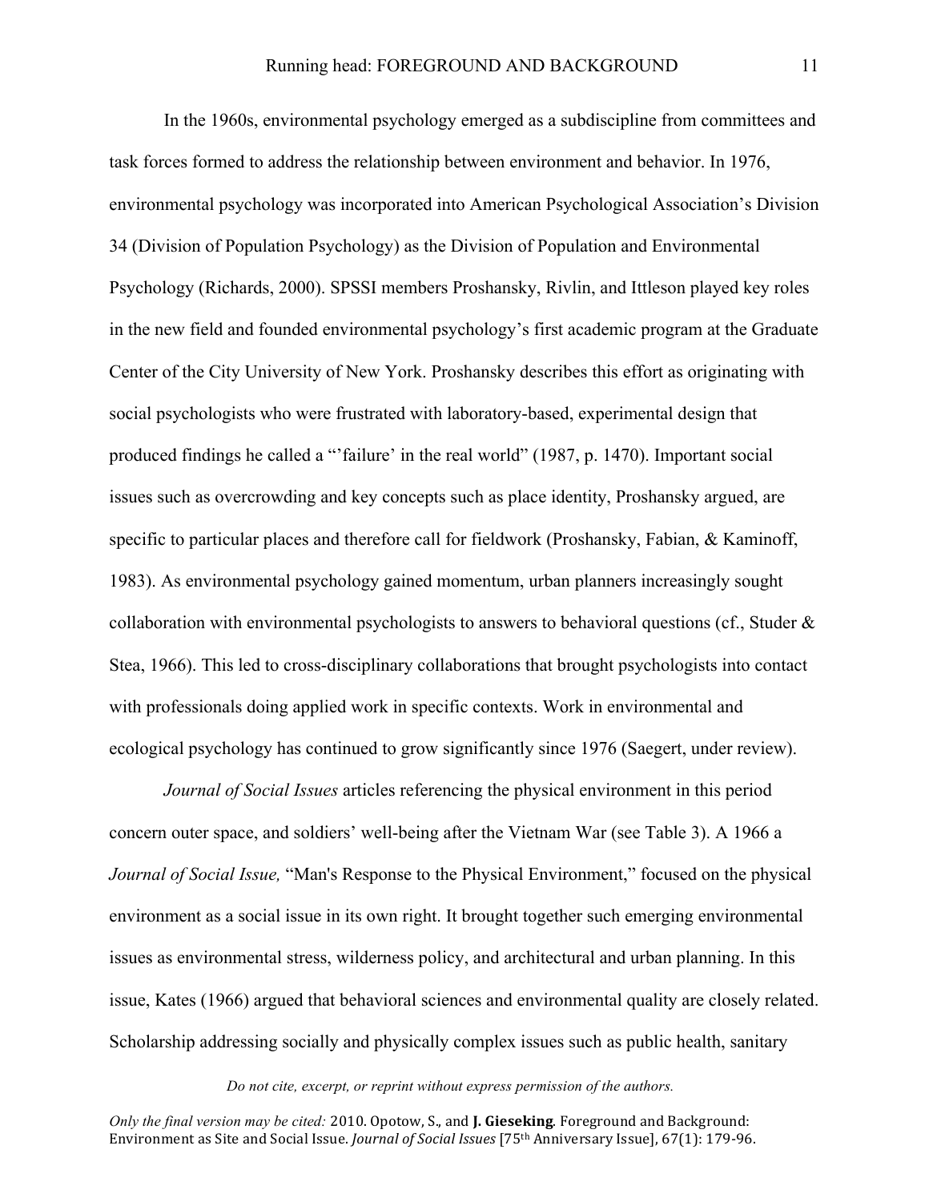In the 1960s, environmental psychology emerged as a subdiscipline from committees and task forces formed to address the relationship between environment and behavior. In 1976, environmental psychology was incorporated into American Psychological Association's Division 34 (Division of Population Psychology) as the Division of Population and Environmental Psychology (Richards, 2000). SPSSI members Proshansky, Rivlin, and Ittleson played key roles in the new field and founded environmental psychology's first academic program at the Graduate Center of the City University of New York. Proshansky describes this effort as originating with social psychologists who were frustrated with laboratory-based, experimental design that produced findings he called a "'failure' in the real world" (1987, p. 1470). Important social issues such as overcrowding and key concepts such as place identity, Proshansky argued, are specific to particular places and therefore call for fieldwork (Proshansky, Fabian, & Kaminoff, 1983). As environmental psychology gained momentum, urban planners increasingly sought collaboration with environmental psychologists to answers to behavioral questions (cf., Studer & Stea, 1966). This led to cross-disciplinary collaborations that brought psychologists into contact with professionals doing applied work in specific contexts. Work in environmental and ecological psychology has continued to grow significantly since 1976 (Saegert, under review).

*Journal of Social Issues* articles referencing the physical environment in this period concern outer space, and soldiers' well-being after the Vietnam War (see Table 3). A 1966 a *Journal of Social Issue,* "Man's Response to the Physical Environment," focused on the physical environment as a social issue in its own right. It brought together such emerging environmental issues as environmental stress, wilderness policy, and architectural and urban planning. In this issue, Kates (1966) argued that behavioral sciences and environmental quality are closely related. Scholarship addressing socially and physically complex issues such as public health, sanitary

*Do not cite, excerpt, or reprint without express permission of the authors.*

*Only the final version may be cited:* 2010. Opotow, S., and **J. Gieseking**. Foreground and Background: Environment as Site and Social Issue. *Journal of Social Issues* [75th Anniversary Issue], 67(1): 179-96.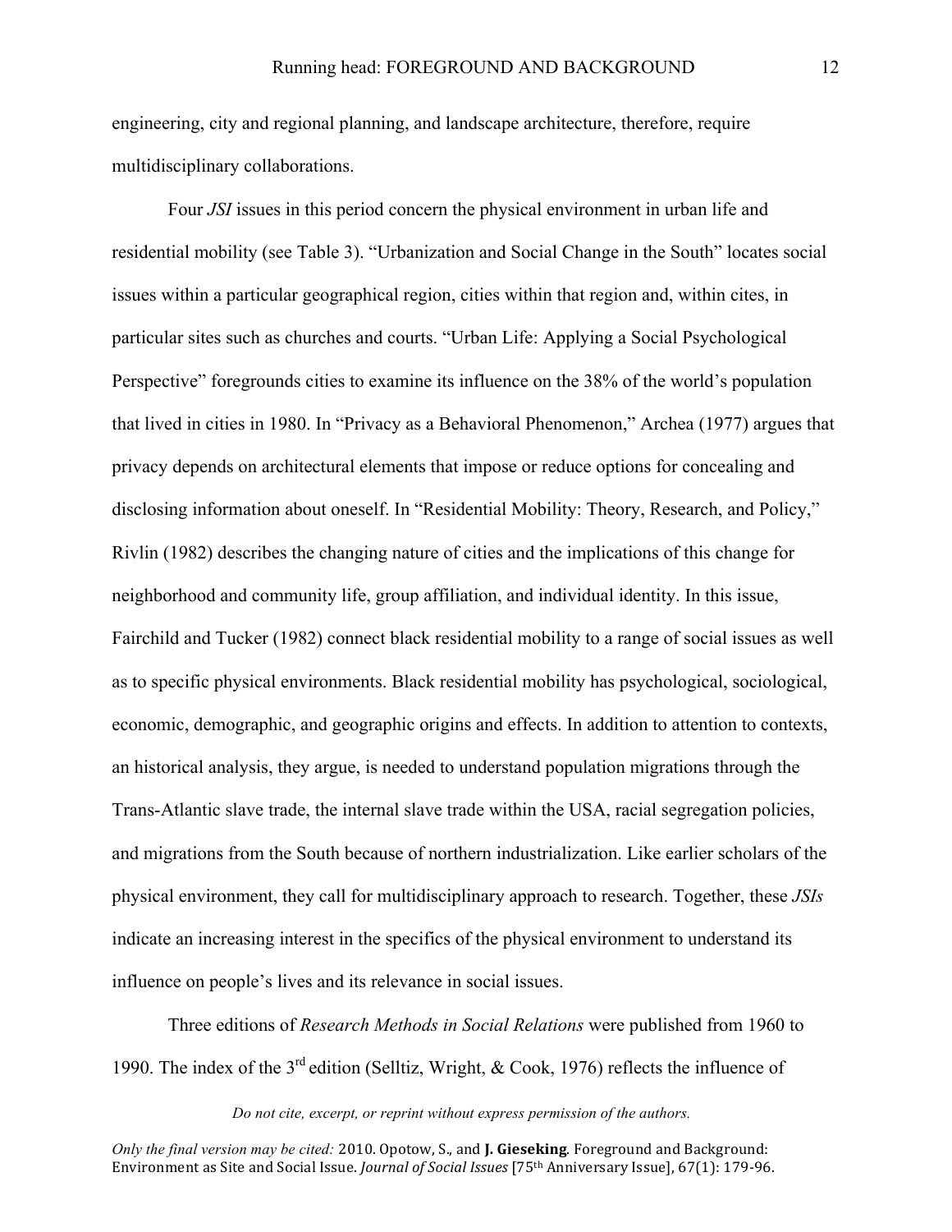engineering, city and regional planning, and landscape architecture, therefore, require multidisciplinary collaborations.

Four *JSI* issues in this period concern the physical environment in urban life and residential mobility (see Table 3). "Urbanization and Social Change in the South" locates social issues within a particular geographical region, cities within that region and, within cites, in particular sites such as churches and courts. "Urban Life: Applying a Social Psychological Perspective" foregrounds cities to examine its influence on the 38% of the world's population that lived in cities in 1980. In "Privacy as a Behavioral Phenomenon," Archea (1977) argues that privacy depends on architectural elements that impose or reduce options for concealing and disclosing information about oneself. In "Residential Mobility: Theory, Research, and Policy," Rivlin (1982) describes the changing nature of cities and the implications of this change for neighborhood and community life, group affiliation, and individual identity. In this issue, Fairchild and Tucker (1982) connect black residential mobility to a range of social issues as well as to specific physical environments. Black residential mobility has psychological, sociological, economic, demographic, and geographic origins and effects. In addition to attention to contexts, an historical analysis, they argue, is needed to understand population migrations through the Trans-Atlantic slave trade, the internal slave trade within the USA, racial segregation policies, and migrations from the South because of northern industrialization. Like earlier scholars of the physical environment, they call for multidisciplinary approach to research. Together, these *JSIs* indicate an increasing interest in the specifics of the physical environment to understand its influence on people's lives and its relevance in social issues.

Three editions of *Research Methods in Social Relations* were published from 1960 to 1990. The index of the 3rd edition (Selltiz, Wright, & Cook, 1976) reflects the influence of

*Do not cite, excerpt, or reprint without express permission of the authors.*

*Only the final version may be cited:* 2010. Opotow, S., and **J. Gieseking**. Foreground and Background: Environment as Site and Social Issue. *Journal of Social Issues* [75th Anniversary Issue], 67(1): 179-96.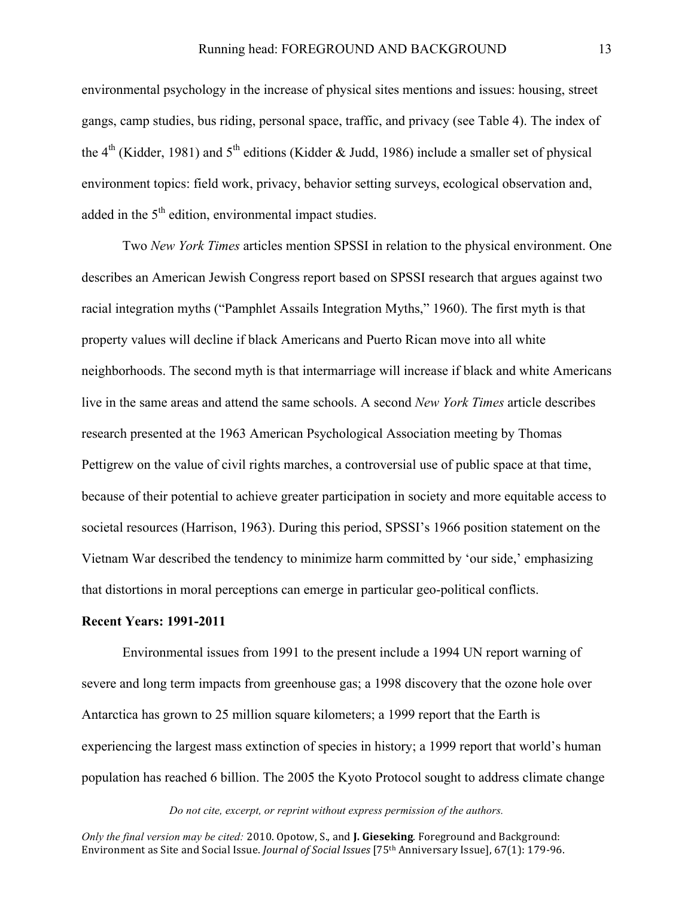environmental psychology in the increase of physical sites mentions and issues: housing, street gangs, camp studies, bus riding, personal space, traffic, and privacy (see Table 4). The index of the 4th (Kidder, 1981) and 5th editions (Kidder & Judd, 1986) include a smaller set of physical environment topics: field work, privacy, behavior setting surveys, ecological observation and, added in the 5th edition, environmental impact studies.

Two *New York Times* articles mention SPSSI in relation to the physical environment. One describes an American Jewish Congress report based on SPSSI research that argues against two racial integration myths ("Pamphlet Assails Integration Myths," 1960). The first myth is that property values will decline if black Americans and Puerto Rican move into all white neighborhoods. The second myth is that intermarriage will increase if black and white Americans live in the same areas and attend the same schools. A second *New York Times* article describes research presented at the 1963 American Psychological Association meeting by Thomas Pettigrew on the value of civil rights marches, a controversial use of public space at that time, because of their potential to achieve greater participation in society and more equitable access to societal resources (Harrison, 1963). During this period, SPSSI's 1966 position statement on the Vietnam War described the tendency to minimize harm committed by 'our side,' emphasizing that distortions in moral perceptions can emerge in particular geo-political conflicts.

**Recent Years: 1991-2011**

Environmental issues from 1991 to the present include a 1994 UN report warning of severe and long term impacts from greenhouse gas; a 1998 discovery that the ozone hole over Antarctica has grown to 25 million square kilometers; a 1999 report that the Earth is experiencing the largest mass extinction of species in history; a 1999 report that world's human population has reached 6 billion. The 2005 the Kyoto Protocol sought to address climate change

*Do not cite, excerpt, or reprint without express permission of the authors.*

*Only the final version may be cited:* 2010. Opotow, S., and **J. Gieseking**. Foreground and Background: Environment as Site and Social Issue. *Journal of Social Issues* [75th Anniversary Issue], 67(1): 179-96.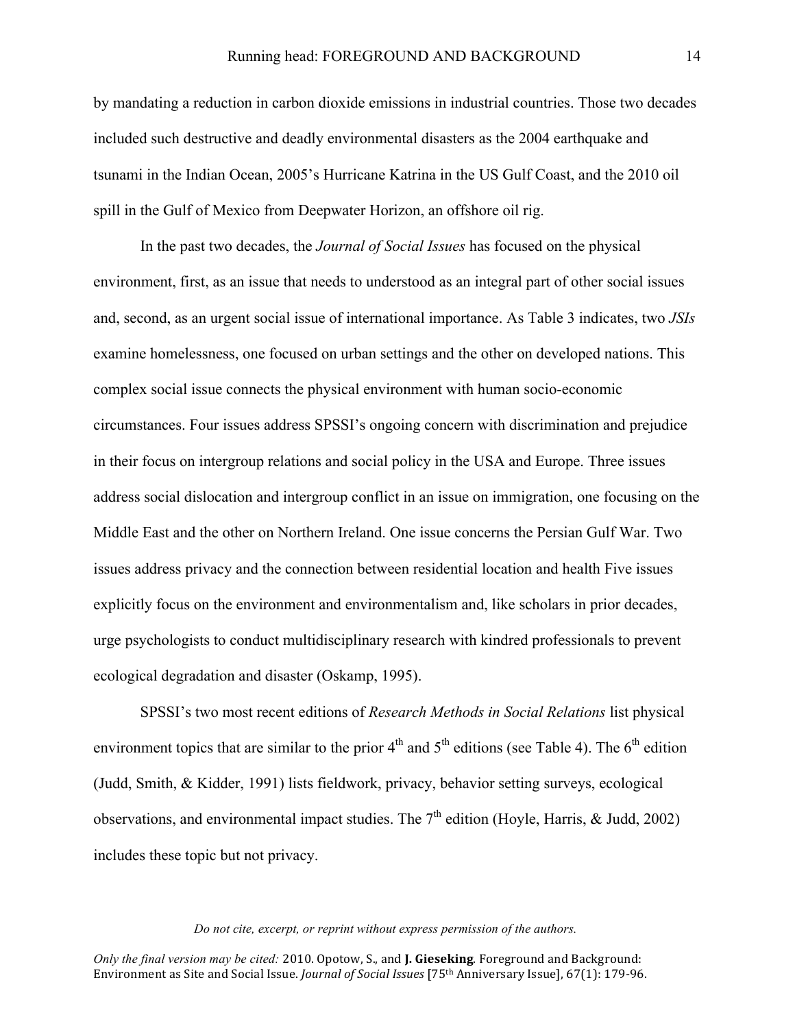by mandating a reduction in carbon dioxide emissions in industrial countries. Those two decades included such destructive and deadly environmental disasters as the 2004 earthquake and tsunami in the Indian Ocean, 2005's Hurricane Katrina in the US Gulf Coast, and the 2010 oil spill in the Gulf of Mexico from Deepwater Horizon, an offshore oil rig.

In the past two decades, the *Journal of Social Issues* has focused on the physical environment, first, as an issue that needs to understood as an integral part of other social issues and, second, as an urgent social issue of international importance. As Table 3 indicates, two *JSIs* examine homelessness, one focused on urban settings and the other on developed nations. This complex social issue connects the physical environment with human socio-economic circumstances. Four issues address SPSSI's ongoing concern with discrimination and prejudice in their focus on intergroup relations and social policy in the USA and Europe. Three issues address social dislocation and intergroup conflict in an issue on immigration, one focusing on the Middle East and the other on Northern Ireland. One issue concerns the Persian Gulf War. Two issues address privacy and the connection between residential location and health Five issues explicitly focus on the environment and environmentalism and, like scholars in prior decades, urge psychologists to conduct multidisciplinary research with kindred professionals to prevent ecological degradation and disaster (Oskamp, 1995).

SPSSI's two most recent editions of *Research Methods in Social Relations* list physical environment topics that are similar to the prior 4th and 5th editions (see Table 4). The 6th edition (Judd, Smith, & Kidder, 1991) lists fieldwork, privacy, behavior setting surveys, ecological observations, and environmental impact studies. The 7th edition (Hoyle, Harris, & Judd, 2002) includes these topic but not privacy.

*Do not cite, excerpt, or reprint without express permission of the authors.*

*Only the final version may be cited:* 2010. Opotow, S., and **J. Gieseking**. Foreground and Background: Environment as Site and Social Issue. *Journal of Social Issues* [75th Anniversary Issue], 67(1): 179-96.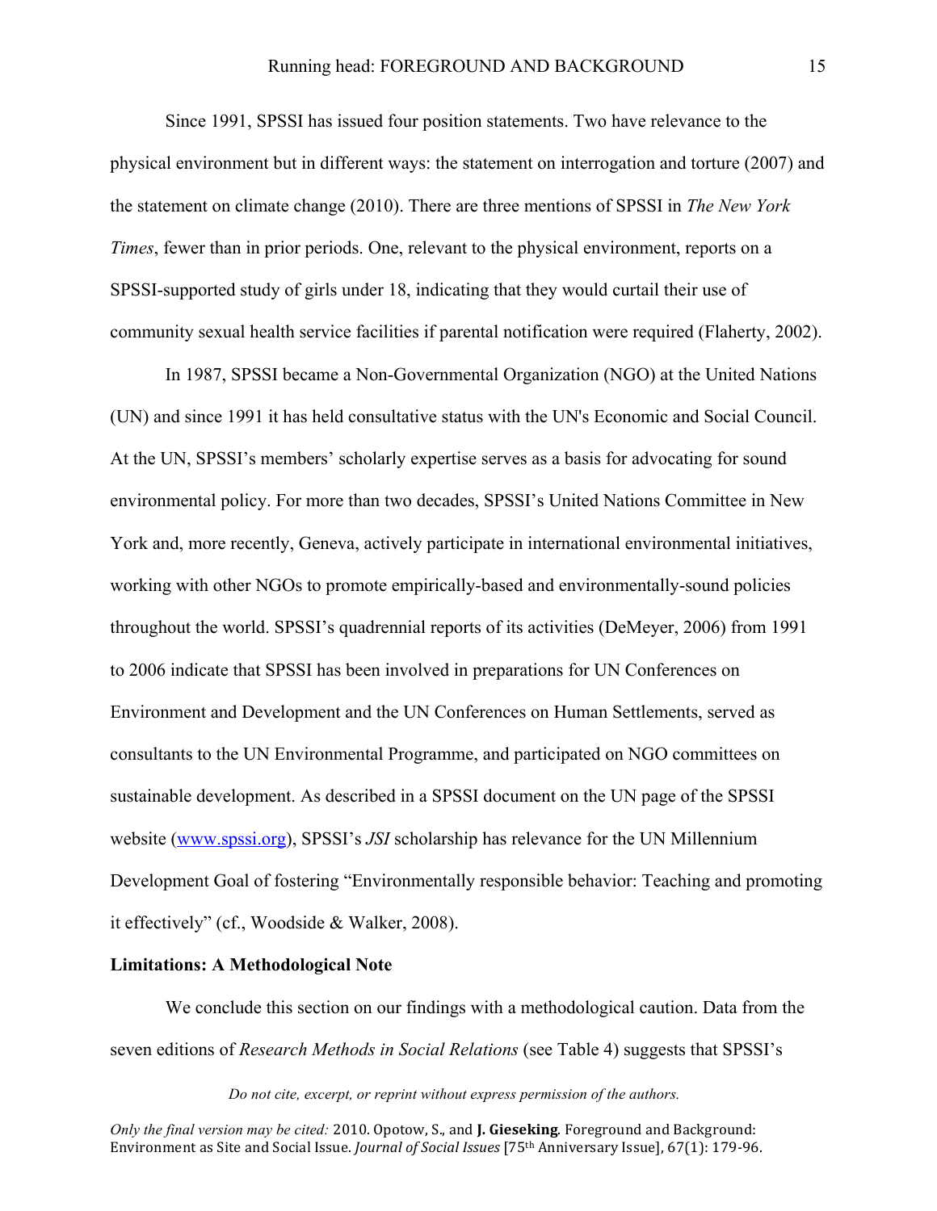Since 1991, SPSSI has issued four position statements. Two have relevance to the physical environment but in different ways: the statement on interrogation and torture (2007) and the statement on climate change (2010). There are three mentions of SPSSI in *The New York Times*, fewer than in prior periods. One, relevant to the physical environment, reports on a SPSSI-supported study of girls under 18, indicating that they would curtail their use of community sexual health service facilities if parental notification were required (Flaherty, 2002).

In 1987, SPSSI became a Non-Governmental Organization (NGO) at the United Nations (UN) and since 1991 it has held consultative status with the UN's Economic and Social Council. At the UN, SPSSI's members' scholarly expertise serves as a basis for advocating for sound environmental policy. For more than two decades, SPSSI's United Nations Committee in New York and, more recently, Geneva, actively participate in international environmental initiatives, working with other NGOs to promote empirically-based and environmentally-sound policies throughout the world. SPSSI's quadrennial reports of its activities (DeMeyer, 2006) from 1991 to 2006 indicate that SPSSI has been involved in preparations for UN Conferences on Environment and Development and the UN Conferences on Human Settlements, served as consultants to the UN Environmental Programme, and participated on NGO committees on sustainable development. As described in a SPSSI document on the UN page of the SPSSI website (www.spssi.org), SPSSI's *JSI* scholarship has relevance for the UN Millennium Development Goal of fostering "Environmentally responsible behavior: Teaching and promoting it effectively" (cf., Woodside & Walker, 2008).

**Limitations: A Methodological Note**

We conclude this section on our findings with a methodological caution. Data from the seven editions of *Research Methods in Social Relations* (see Table 4) suggests that SPSSI's

*Do not cite, excerpt, or reprint without express permission of the authors.*

*Only the final version may be cited:* 2010. Opotow, S., and **J. Gieseking**. Foreground and Background: Environment as Site and Social Issue. *Journal of Social Issues* [75th Anniversary Issue], 67(1): 179-96.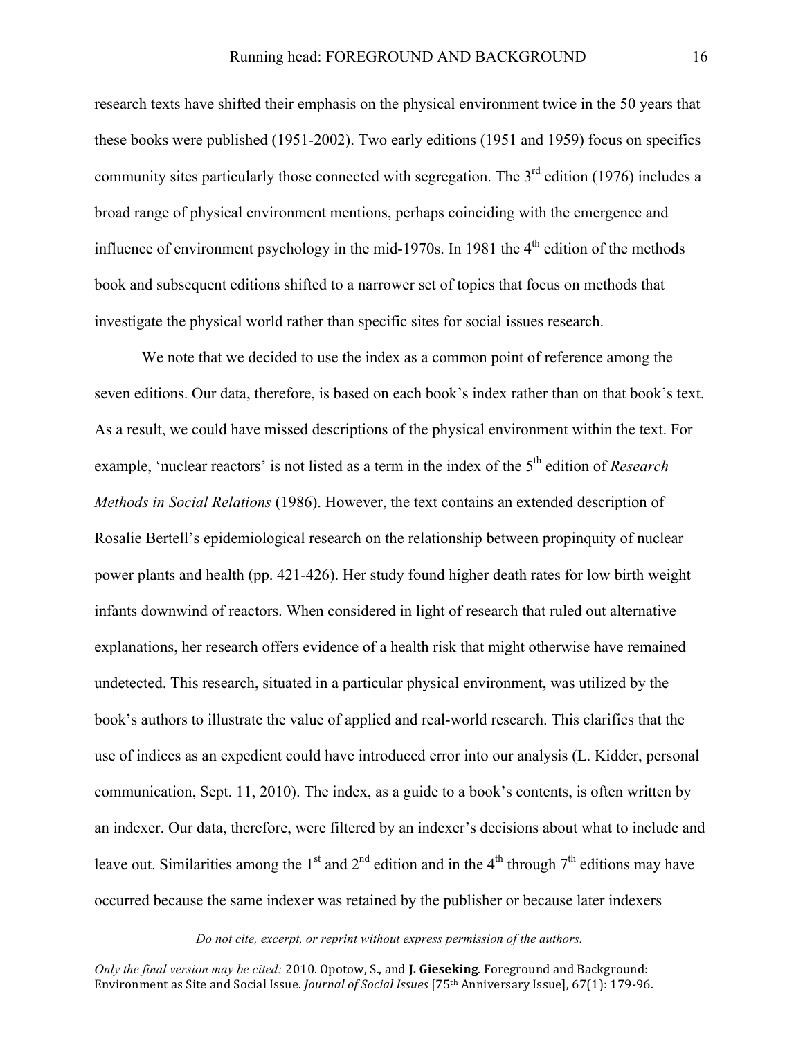research texts have shifted their emphasis on the physical environment twice in the 50 years that these books were published (1951-2002). Two early editions (1951 and 1959) focus on specifics community sites particularly those connected with segregation. The 3rd edition (1976) includes a broad range of physical environment mentions, perhaps coinciding with the emergence and influence of environment psychology in the mid-1970s. In 1981 the 4th edition of the methods book and subsequent editions shifted to a narrower set of topics that focus on methods that investigate the physical world rather than specific sites for social issues research.

We note that we decided to use the index as a common point of reference among the seven editions. Our data, therefore, is based on each book's index rather than on that book's text. As a result, we could have missed descriptions of the physical environment within the text. For example, 'nuclear reactors' is not listed as a term in the index of the 5th edition of *Research Methods in Social Relations* (1986). However, the text contains an extended description of Rosalie Bertell's epidemiological research on the relationship between propinquity of nuclear power plants and health (pp. 421-426). Her study found higher death rates for low birth weight infants downwind of reactors. When considered in light of research that ruled out alternative explanations, her research offers evidence of a health risk that might otherwise have remained undetected. This research, situated in a particular physical environment, was utilized by the book's authors to illustrate the value of applied and real-world research. This clarifies that the use of indices as an expedient could have introduced error into our analysis (L. Kidder, personal communication, Sept. 11, 2010). The index, as a guide to a book's contents, is often written by an indexer. Our data, therefore, were filtered by an indexer's decisions about what to include and leave out. Similarities among the 1st and 2nd edition and in the 4th through 7th editions may have occurred because the same indexer was retained by the publisher or because later indexers

*Do not cite, excerpt, or reprint without express permission of the authors.*

*Only the final version may be cited:* 2010. Opotow, S., and **J. Gieseking**. Foreground and Background: Environment as Site and Social Issue. *Journal of Social Issues* [75th Anniversary Issue], 67(1): 179-96.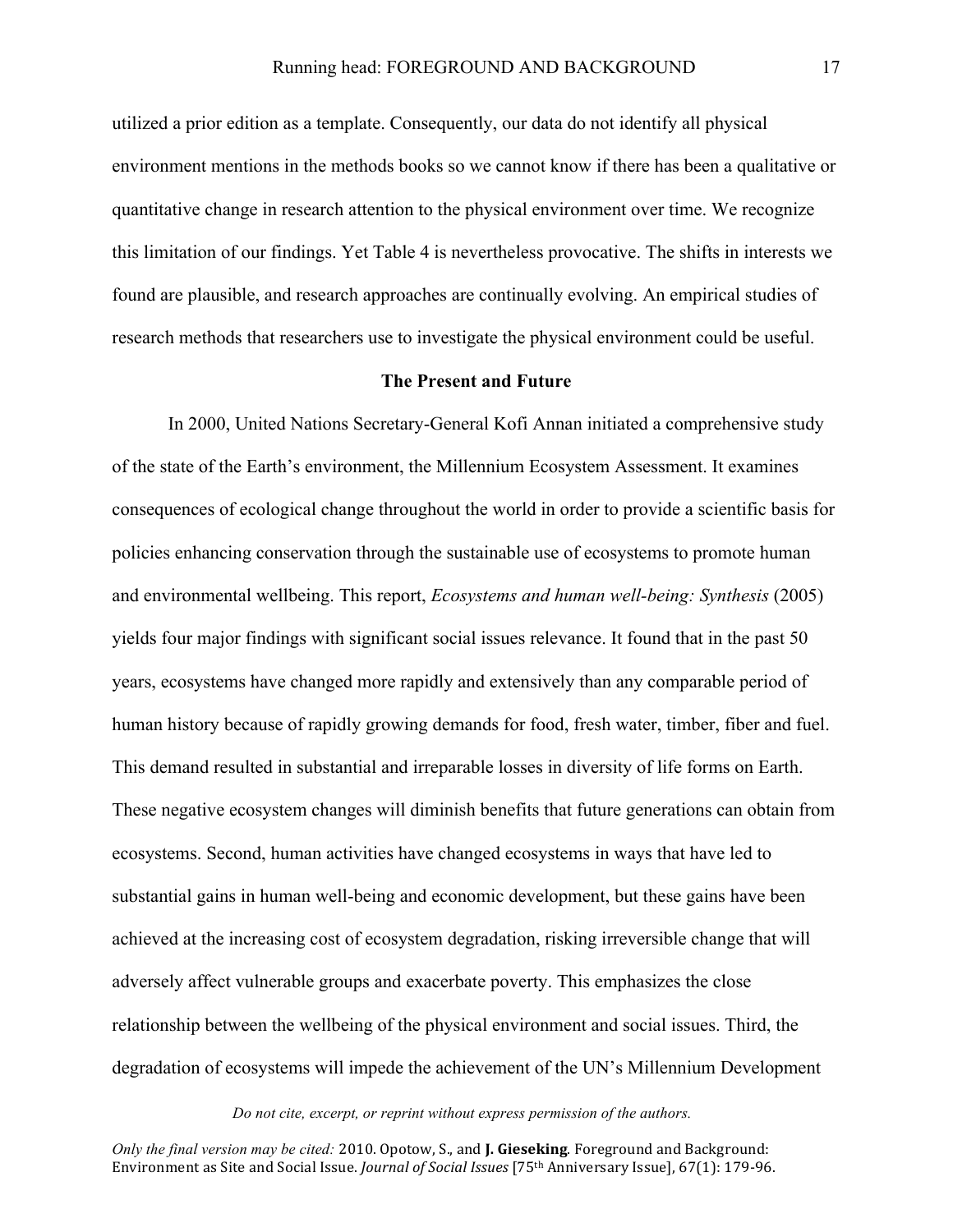utilized a prior edition as a template. Consequently, our data do not identify all physical environment mentions in the methods books so we cannot know if there has been a qualitative or quantitative change in research attention to the physical environment over time. We recognize this limitation of our findings. Yet Table 4 is nevertheless provocative. The shifts in interests we found are plausible, and research approaches are continually evolving. An empirical studies of research methods that researchers use to investigate the physical environment could be useful.

## The Present and Future

In 2000, United Nations Secretary-General Kofi Annan initiated a comprehensive study of the state of the Earth's environment, the Millennium Ecosystem Assessment. It examines consequences of ecological change throughout the world in order to provide a scientific basis for policies enhancing conservation through the sustainable use of ecosystems to promote human and environmental wellbeing. This report, *Ecosystems and human well-being: Synthesis* (2005) yields four major findings with significant social issues relevance. It found that in the past 50 years, ecosystems have changed more rapidly and extensively than any comparable period of human history because of rapidly growing demands for food, fresh water, timber, fiber and fuel. This demand resulted in substantial and irreparable losses in diversity of life forms on Earth. These negative ecosystem changes will diminish benefits that future generations can obtain from ecosystems. Second, human activities have changed ecosystems in ways that have led to substantial gains in human well-being and economic development, but these gains have been achieved at the increasing cost of ecosystem degradation, risking irreversible change that will adversely affect vulnerable groups and exacerbate poverty. This emphasizes the close relationship between the wellbeing of the physical environment and social issues. Third, the degradation of ecosystems will impede the achievement of the UN's Millennium Development

*Do not cite, excerpt, or reprint without express permission of the authors.*

*Only the final version may be cited:* 2010. Opotow, S., and **J. Gieseking**. Foreground and Background: Environment as Site and Social Issue. *Journal of Social Issues* [75th Anniversary Issue], 67(1): 179-96.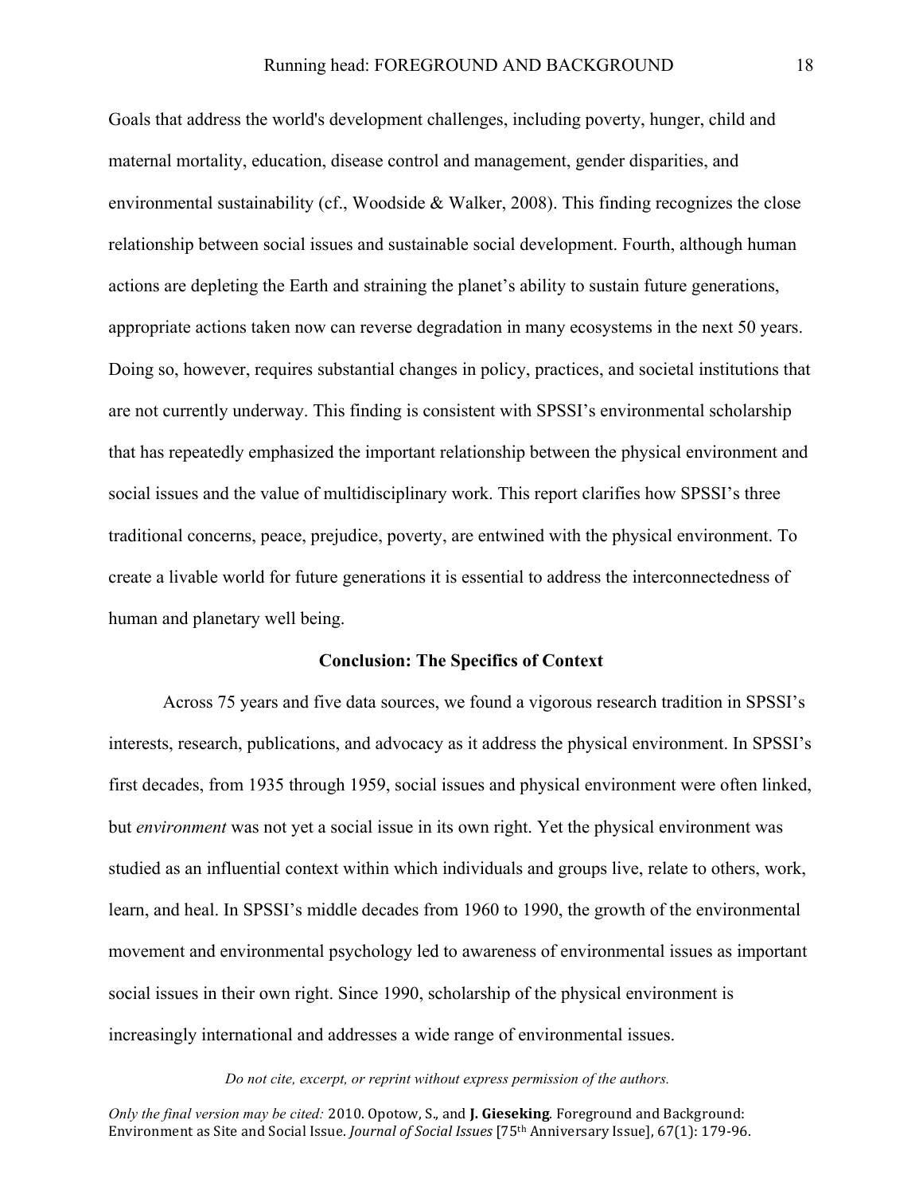Goals that address the world's development challenges, including poverty, hunger, child and maternal mortality, education, disease control and management, gender disparities, and environmental sustainability (cf., Woodside & Walker, 2008). This finding recognizes the close relationship between social issues and sustainable social development. Fourth, although human actions are depleting the Earth and straining the planet's ability to sustain future generations, appropriate actions taken now can reverse degradation in many ecosystems in the next 50 years. Doing so, however, requires substantial changes in policy, practices, and societal institutions that are not currently underway. This finding is consistent with SPSSI's environmental scholarship that has repeatedly emphasized the important relationship between the physical environment and social issues and the value of multidisciplinary work. This report clarifies how SPSSI's three traditional concerns, peace, prejudice, poverty, are entwined with the physical environment. To create a livable world for future generations it is essential to address the interconnectedness of human and planetary well being.

## Conclusion: The Specifics of Context

Across 75 years and five data sources, we found a vigorous research tradition in SPSSI's interests, research, publications, and advocacy as it address the physical environment. In SPSSI's first decades, from 1935 through 1959, social issues and physical environment were often linked, but *environment* was not yet a social issue in its own right. Yet the physical environment was studied as an influential context within which individuals and groups live, relate to others, work, learn, and heal. In SPSSI's middle decades from 1960 to 1990, the growth of the environmental movement and environmental psychology led to awareness of environmental issues as important social issues in their own right. Since 1990, scholarship of the physical environment is increasingly international and addresses a wide range of environmental issues.

*Do not cite, excerpt, or reprint without express permission of the authors.*

*Only the final version may be cited:* 2010. Opotow, S., and **J. Gieseking**. Foreground and Background: Environment as Site and Social Issue. *Journal of Social Issues* [75th Anniversary Issue], 67(1): 179-96.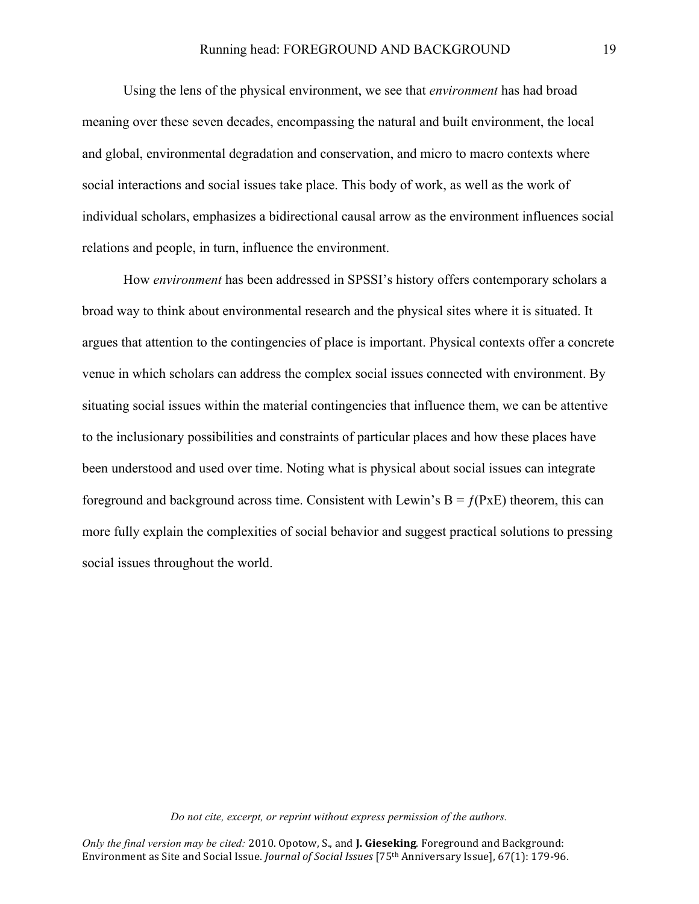Using the lens of the physical environment, we see that *environment* has had broad meaning over these seven decades, encompassing the natural and built environment, the local and global, environmental degradation and conservation, and micro to macro contexts where social interactions and social issues take place. This body of work, as well as the work of individual scholars, emphasizes a bidirectional causal arrow as the environment influences social relations and people, in turn, influence the environment.

How *environment* has been addressed in SPSSI's history offers contemporary scholars a broad way to think about environmental research and the physical sites where it is situated. It argues that attention to the contingencies of place is important. Physical contexts offer a concrete venue in which scholars can address the complex social issues connected with environment. By situating social issues within the material contingencies that influence them, we can be attentive to the inclusionary possibilities and constraints of particular places and how these places have been understood and used over time. Noting what is physical about social issues can integrate foreground and background across time. Consistent with Lewin's $B = f(PxE)$ theorem, this can more fully explain the complexities of social behavior and suggest practical solutions to pressing social issues throughout the world.

*Do not cite, excerpt, or reprint without express permission of the authors.*

*Only the final version may be cited:* 2010. Opotow, S., and **J. Gieseking**. Foreground and Background: Environment as Site and Social Issue. *Journal of Social Issues* [75th Anniversary Issue], 67(1): 179-96.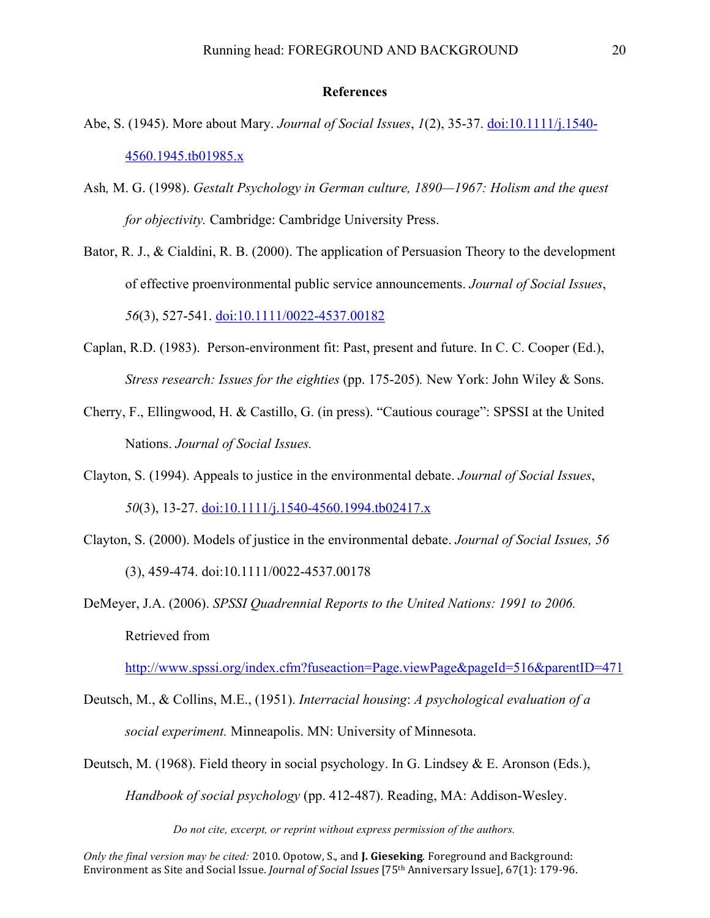## References

Abe, S. (1945). More about Mary. *Journal of Social Issues*, *1*(2), 35-37. doi:10.1111/j.1540-4560.1945.tb01985.x

Ash, M. G. (1998). *Gestalt Psychology in German culture, 1890—1967: Holism and the quest for objectivity.* Cambridge: Cambridge University Press.

Bator, R. J., & Cialdini, R. B. (2000). The application of Persuasion Theory to the development of effective proenvironmental public service announcements. *Journal of Social Issues*, *56*(3), 527-541. doi:10.1111/0022-4537.00182

Caplan, R.D. (1983). Person-environment fit: Past, present and future. In C. C. Cooper (Ed.), *Stress research: Issues for the eighties* (pp. 175-205). New York: John Wiley & Sons.

Cherry, F., Ellingwood, H. & Castillo, G. (in press). "Cautious courage": SPSSI at the United Nations. *Journal of Social Issues.*

Clayton, S. (1994). Appeals to justice in the environmental debate. *Journal of Social Issues*, *50*(3), 13-27. doi:10.1111/j.1540-4560.1994.tb02417.x

Clayton, S. (2000). Models of justice in the environmental debate. *Journal of Social Issues, 56* (3), 459-474. doi:10.1111/0022-4537.00178

DeMeyer, J.A. (2006). *SPSSI Quadrennial Reports to the United Nations: 1991 to 2006.* Retrieved from http://www.spssi.org/index.cfm?fuseaction=Page.viewPage&pageId=516&parentID=471

Deutsch, M., & Collins, M.E., (1951). *Interracial housing*: *A psychological evaluation of a social experiment.* Minneapolis. MN: University of Minnesota.

Deutsch, M. (1968). Field theory in social psychology. In G. Lindsey & E. Aronson (Eds.), *Handbook of social psychology* (pp. 412-487). Reading, MA: Addison-Wesley.

*Do not cite, excerpt, or reprint without express permission of the authors.*

*Only the final version may be cited:* 2010. Opotow, S., and **J. Gieseking**. Foreground and Background: Environment as Site and Social Issue. *Journal of Social Issues* [75th Anniversary Issue], 67(1): 179-96.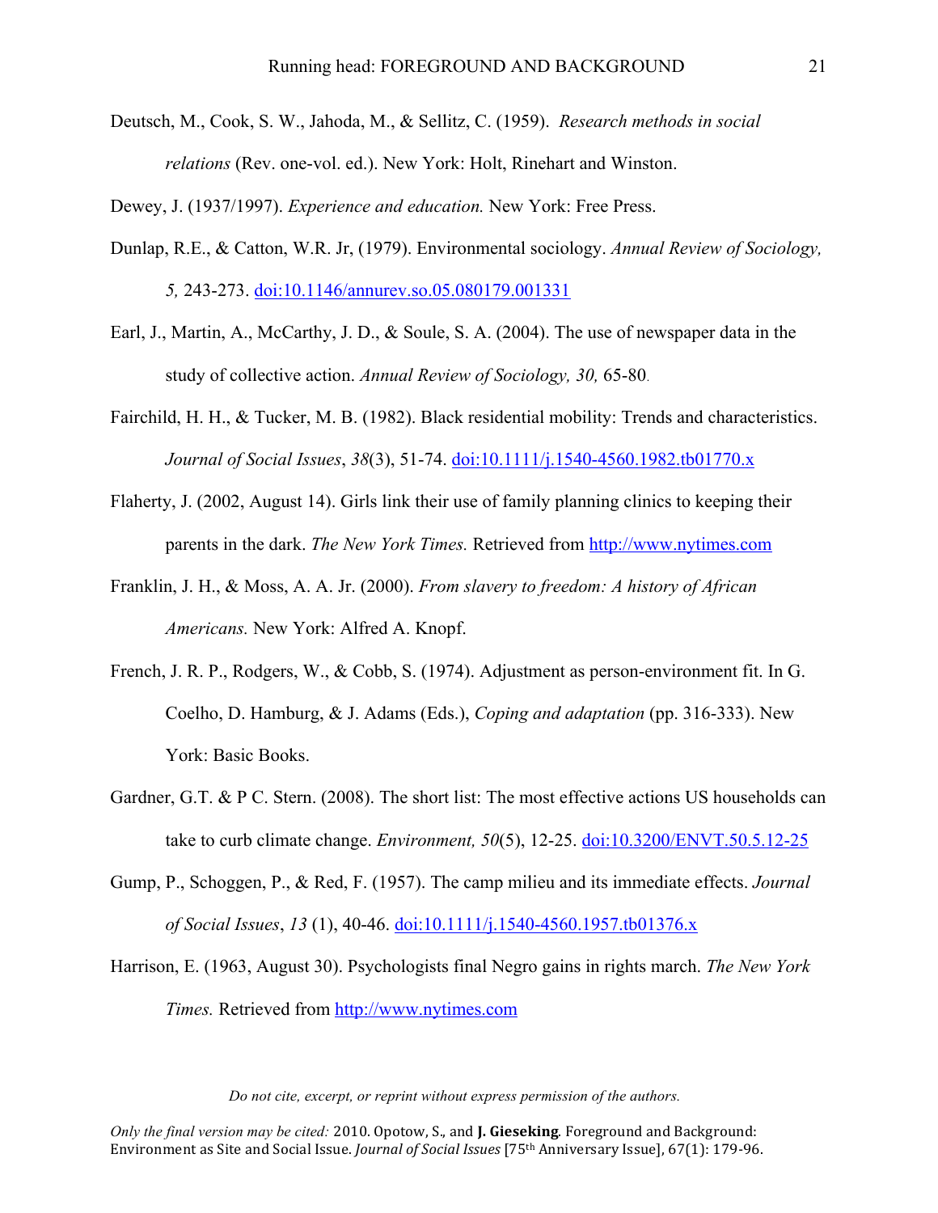Deutsch, M., Cook, S. W., Jahoda, M., & Sellitz, C. (1959). *Research methods in social relations* (Rev. one-vol. ed.). New York: Holt, Rinehart and Winston.

Dewey, J. (1937/1997). *Experience and education.* New York: Free Press.

Dunlap, R.E., & Catton, W.R. Jr, (1979). Environmental sociology. *Annual Review of Sociology, 5,* 243-273. doi:10.1146/annurev.so.05.080179.001331

Earl, J., Martin, A., McCarthy, J. D., & Soule, S. A. (2004). The use of newspaper data in the study of collective action. *Annual Review of Sociology, 30,* 65-80.

Fairchild, H. H., & Tucker, M. B. (1982). Black residential mobility: Trends and characteristics. *Journal of Social Issues*, *38*(3), 51-74. doi:10.1111/j.1540-4560.1982.tb01770.x

Flaherty, J. (2002, August 14). Girls link their use of family planning clinics to keeping their parents in the dark. *The New York Times.* Retrieved from http://www.nytimes.com

Franklin, J. H., & Moss, A. A. Jr. (2000). *From slavery to freedom: A history of African Americans.* New York: Alfred A. Knopf.

French, J. R. P., Rodgers, W., & Cobb, S. (1974). Adjustment as person-environment fit. In G. Coelho, D. Hamburg, & J. Adams (Eds.), *Coping and adaptation* (pp. 316-333). New York: Basic Books.

Gardner, G.T. & P C. Stern. (2008). The short list: The most effective actions US households can take to curb climate change. *Environment, 50*(5), 12-25. doi:10.3200/ENVT.50.5.12-25

Gump, P., Schoggen, P., & Red, F. (1957). The camp milieu and its immediate effects. *Journal of Social Issues*, *13* (1), 40-46. doi:10.1111/j.1540-4560.1957.tb01376.x

Harrison, E. (1963, August 30). Psychologists final Negro gains in rights march. *The New York Times.* Retrieved from http://www.nytimes.com

*Do not cite, excerpt, or reprint without express permission of the authors.*

*Only the final version may be cited:* 2010. Opotow, S., and **J. Gieseking**. Foreground and Background: Environment as Site and Social Issue. *Journal of Social Issues* [75th Anniversary Issue], 67(1): 179-96.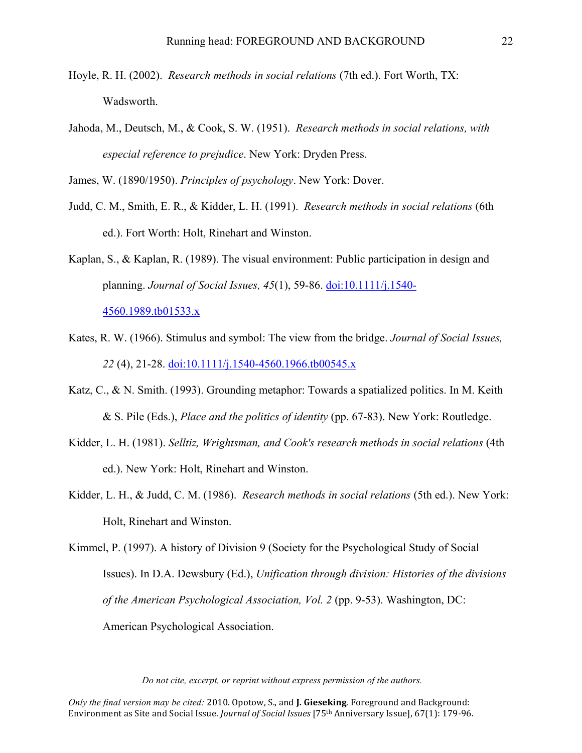Hoyle, R. H. (2002). *Research methods in social relations* (7th ed.). Fort Worth, TX: Wadsworth.

Jahoda, M., Deutsch, M., & Cook, S. W. (1951). *Research methods in social relations, with especial reference to prejudice*. New York: Dryden Press.

James, W. (1890/1950). *Principles of psychology*. New York: Dover.

Judd, C. M., Smith, E. R., & Kidder, L. H. (1991). *Research methods in social relations* (6th ed.). Fort Worth: Holt, Rinehart and Winston.

Kaplan, S., & Kaplan, R. (1989). The visual environment: Public participation in design and planning. *Journal of Social Issues, 45*(1), 59-86. doi:10.1111/j.1540-4560.1989.tb01533.x

Kates, R. W. (1966). Stimulus and symbol: The view from the bridge. *Journal of Social Issues, 22* (4), 21-28. doi:10.1111/j.1540-4560.1966.tb00545.x

Katz, C., & N. Smith. (1993). Grounding metaphor: Towards a spatialized politics. In M. Keith & S. Pile (Eds.), *Place and the politics of identity* (pp. 67-83). New York: Routledge.

Kidder, L. H. (1981). *Selltiz, Wrightsman, and Cook's research methods in social relations* (4th ed.). New York: Holt, Rinehart and Winston.

Kidder, L. H., & Judd, C. M. (1986). *Research methods in social relations* (5th ed.). New York: Holt, Rinehart and Winston.

Kimmel, P. (1997). A history of Division 9 (Society for the Psychological Study of Social Issues). In D.A. Dewsbury (Ed.), *Unification through division: Histories of the divisions of the American Psychological Association, Vol. 2* (pp. 9-53). Washington, DC: American Psychological Association.

*Do not cite, excerpt, or reprint without express permission of the authors.*

*Only the final version may be cited:* 2010. Opotow, S., and **J. Gieseking**. Foreground and Background: Environment as Site and Social Issue. *Journal of Social Issues* [75th Anniversary Issue], 67(1): 179-96.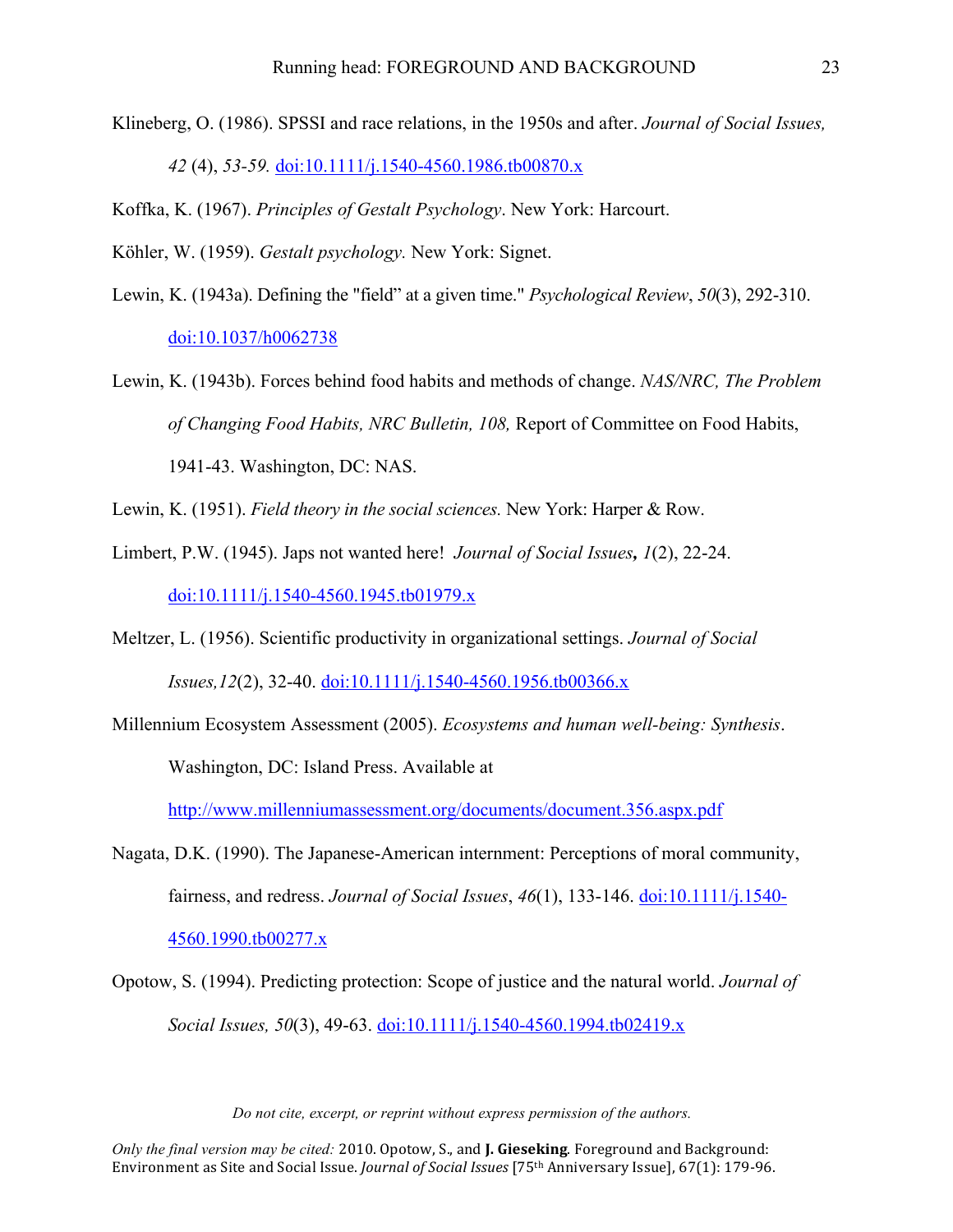Klineberg, O. (1986). SPSSI and race relations, in the 1950s and after. *Journal of Social Issues, 42* (4), *53-59.* doi:10.1111/j.1540-4560.1986.tb00870.x

Koffka, K. (1967). *Principles of Gestalt Psychology*. New York: Harcourt.

Köhler, W. (1959). *Gestalt psychology.* New York: Signet.

Lewin, K. (1943a). Defining the "field" at a given time." *Psychological Review*, *50*(3), 292-310. doi:10.1037/h0062738

Lewin, K. (1943b). Forces behind food habits and methods of change. *NAS/NRC, The Problem of Changing Food Habits, NRC Bulletin, 108,* Report of Committee on Food Habits, 1941-43. Washington, DC: NAS.

Lewin, K. (1951). *Field theory in the social sciences.* New York: Harper & Row.

Limbert, P.W. (1945). Japs not wanted here! *Journal of Social Issues*, *1*(2), 22-24. doi:10.1111/j.1540-4560.1945.tb01979.x

Meltzer, L. (1956). Scientific productivity in organizational settings. *Journal of Social Issues,12*(2), 32-40. doi:10.1111/j.1540-4560.1956.tb00366.x

Millennium Ecosystem Assessment (2005). *Ecosystems and human well-being: Synthesis*. Washington, DC: Island Press. Available at http://www.millenniumassessment.org/documents/document.356.aspx.pdf

Nagata, D.K. (1990). The Japanese-American internment: Perceptions of moral community, fairness, and redress. *Journal of Social Issues*, *46*(1), 133-146. doi:10.1111/j.1540-4560.1990.tb00277.x

Opotow, S. (1994). Predicting protection: Scope of justice and the natural world. *Journal of Social Issues, 50*(3), 49-63. doi:10.1111/j.1540-4560.1994.tb02419.x

*Do not cite, excerpt, or reprint without express permission of the authors.*

*Only the final version may be cited:* 2010. Opotow, S., and **J. Gieseking**. Foreground and Background: Environment as Site and Social Issue. *Journal of Social Issues* [75th Anniversary Issue], 67(1): 179-96.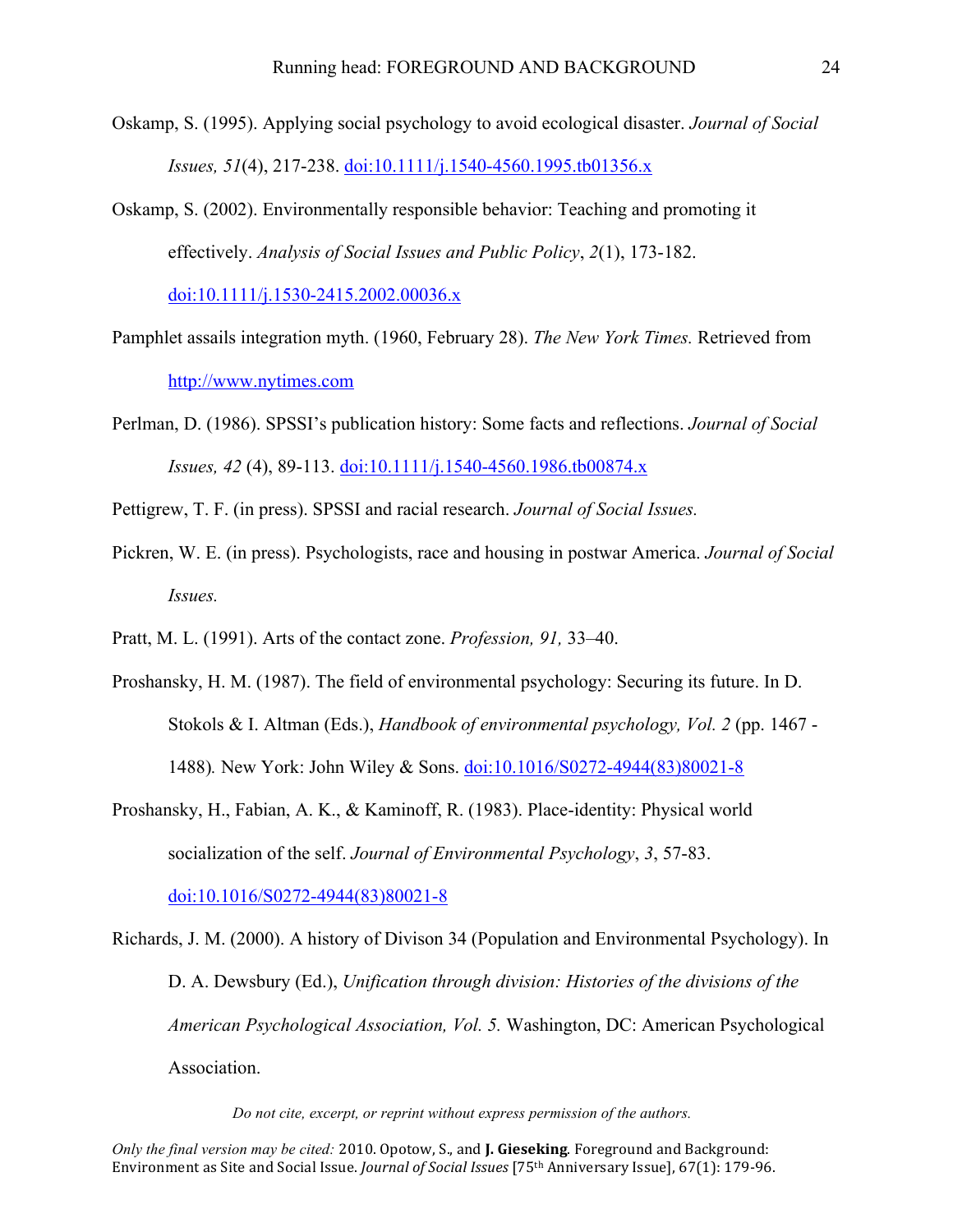Oskamp, S. (1995). Applying social psychology to avoid ecological disaster. *Journal of Social Issues, 51*(4), 217-238. doi:10.1111/j.1540-4560.1995.tb01356.x

Oskamp, S. (2002). Environmentally responsible behavior: Teaching and promoting it effectively. *Analysis of Social Issues and Public Policy*, *2*(1), 173-182. doi:10.1111/j.1530-2415.2002.00036.x

Pamphlet assails integration myth. (1960, February 28). *The New York Times.* Retrieved from http://www.nytimes.com

Perlman, D. (1986). SPSSI's publication history: Some facts and reflections. *Journal of Social Issues, 42* (4), 89-113. doi:10.1111/j.1540-4560.1986.tb00874.x

Pettigrew, T. F. (in press). SPSSI and racial research. *Journal of Social Issues.*

Pickren, W. E. (in press). Psychologists, race and housing in postwar America. *Journal of Social Issues.*

Pratt, M. L. (1991). Arts of the contact zone. *Profession, 91,* 33–40.

Proshansky, H. M. (1987). The field of environmental psychology: Securing its future. In D. Stokols & I. Altman (Eds.), *Handbook of environmental psychology, Vol. 2* (pp. 1467 - 1488)*.* New York: John Wiley & Sons. doi:10.1016/S0272-4944(83)80021-8

Proshansky, H., Fabian, A. K., & Kaminoff, R. (1983). Place-identity: Physical world socialization of the self. *Journal of Environmental Psychology*, *3*, 57-83. doi:10.1016/S0272-4944(83)80021-8

Richards, J. M. (2000). A history of Divison 34 (Population and Environmental Psychology). In D. A. Dewsbury (Ed.), *Unification through division: Histories of the divisions of the American Psychological Association, Vol. 5.* Washington, DC: American Psychological Association.

*Do not cite, excerpt, or reprint without express permission of the authors.*

*Only the final version may be cited:* 2010. Opotow, S., and **J. Gieseking**. Foreground and Background: Environment as Site and Social Issue. *Journal of Social Issues* [75th Anniversary Issue], 67(1): 179-96.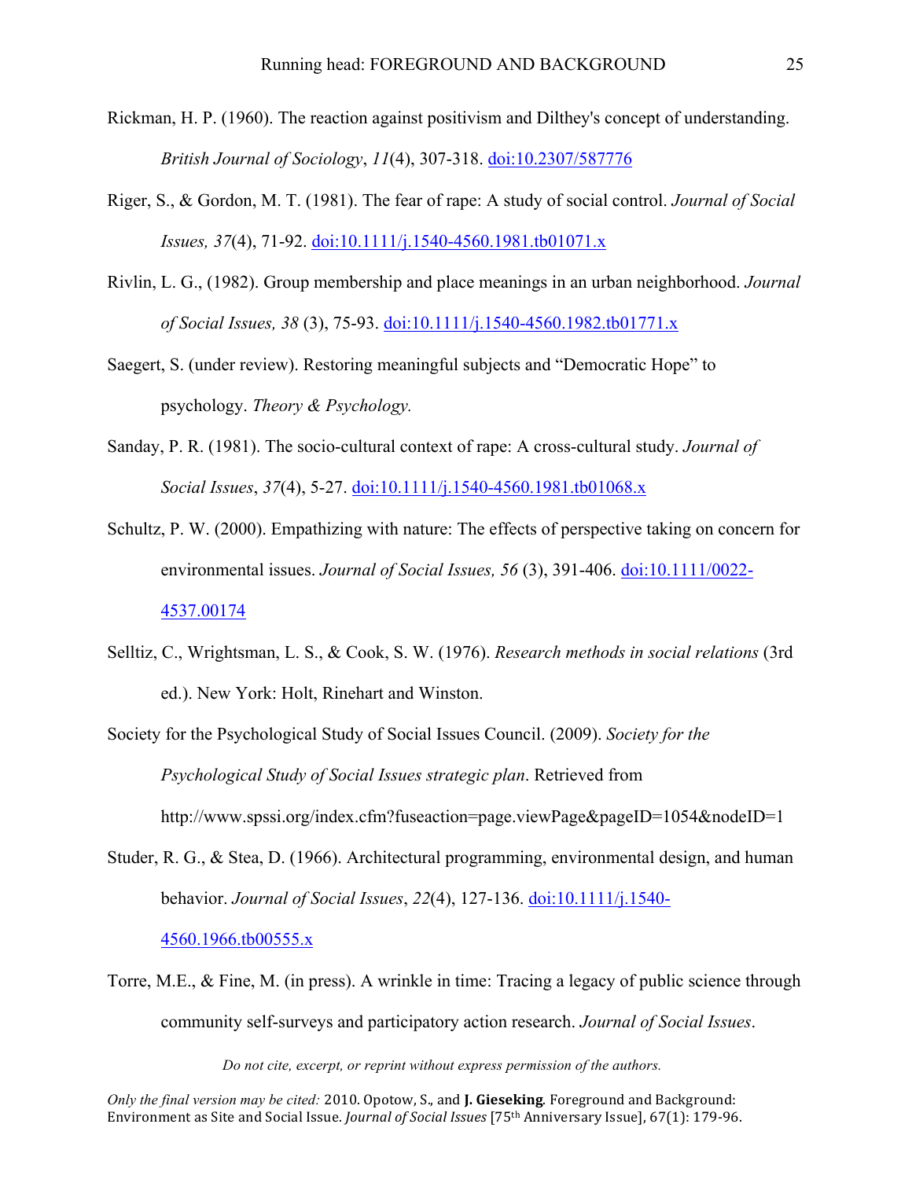Rickman, H. P. (1960). The reaction against positivism and Dilthey's concept of understanding. *British Journal of Sociology*, *11*(4), 307-318. doi:10.2307/587776

Riger, S., & Gordon, M. T. (1981). The fear of rape: A study of social control. *Journal of Social Issues, 37*(4), 71-92. doi:10.1111/j.1540-4560.1981.tb01071.x

Rivlin, L. G., (1982). Group membership and place meanings in an urban neighborhood. *Journal of Social Issues, 38* (3), 75-93. doi:10.1111/j.1540-4560.1982.tb01771.x

Saegert, S. (under review). Restoring meaningful subjects and "Democratic Hope" to psychology. *Theory & Psychology.*

Sanday, P. R. (1981). The socio-cultural context of rape: A cross-cultural study. *Journal of Social Issues*, *37*(4), 5-27. doi:10.1111/j.1540-4560.1981.tb01068.x

Schultz, P. W. (2000). Empathizing with nature: The effects of perspective taking on concern for environmental issues. *Journal of Social Issues, 56* (3), 391-406. doi:10.1111/0022-4537.00174

Selltiz, C., Wrightsman, L. S., & Cook, S. W. (1976). *Research methods in social relations* (3rd ed.). New York: Holt, Rinehart and Winston.

Society for the Psychological Study of Social Issues Council. (2009). *Society for the Psychological Study of Social Issues strategic plan*. Retrieved from http://www.spssi.org/index.cfm?fuseaction=page.viewPage&pageID=1054&nodeID=1

Studer, R. G., & Stea, D. (1966). Architectural programming, environmental design, and human behavior. *Journal of Social Issues*, *22*(4), 127-136. doi:10.1111/j.1540-4560.1966.tb00555.x

Torre, M.E., & Fine, M. (in press). A wrinkle in time: Tracing a legacy of public science through community self-surveys and participatory action research. *Journal of Social Issues*.

*Do not cite, excerpt, or reprint without express permission of the authors.*

*Only the final version may be cited:* 2010. Opotow, S., and **J. Gieseking**. Foreground and Background: Environment as Site and Social Issue. *Journal of Social Issues* [75th Anniversary Issue], 67(1): 179-96.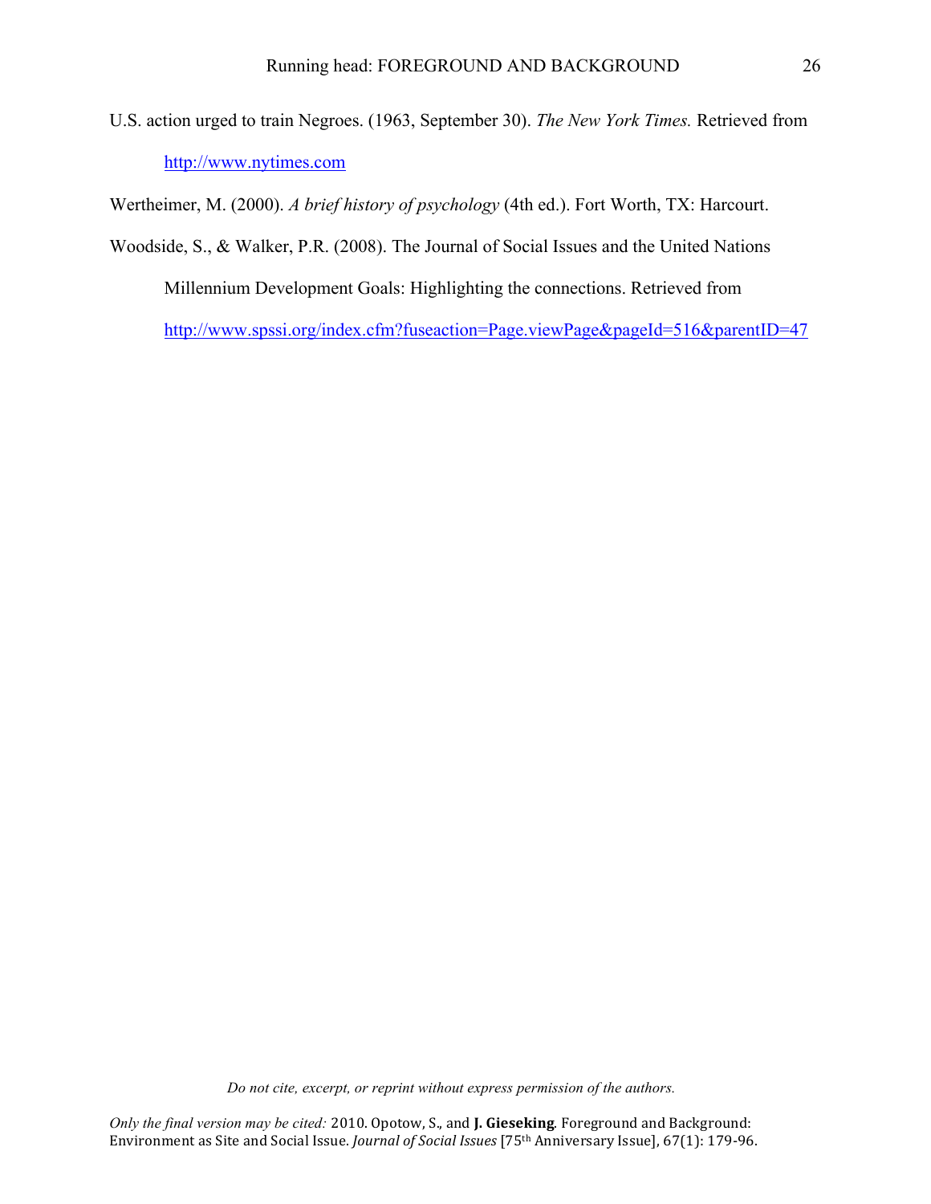U.S. action urged to train Negroes. (1963, September 30). *The New York Times.* Retrieved from http://www.nytimes.com

Wertheimer, M. (2000). *A brief history of psychology* (4th ed.). Fort Worth, TX: Harcourt.

Woodside, S., & Walker, P.R. (2008). The Journal of Social Issues and the United Nations Millennium Development Goals: Highlighting the connections. Retrieved from http://www.spssi.org/index.cfm?fuseaction=Page.viewPage&pageId=516&parentID=47

*Do not cite, excerpt, or reprint without express permission of the authors.*

*Only the final version may be cited:* 2010. Opotow, S., and **J. Gieseking**. Foreground and Background: Environment as Site and Social Issue. *Journal of Social Issues* [75th Anniversary Issue], 67(1): 179-96.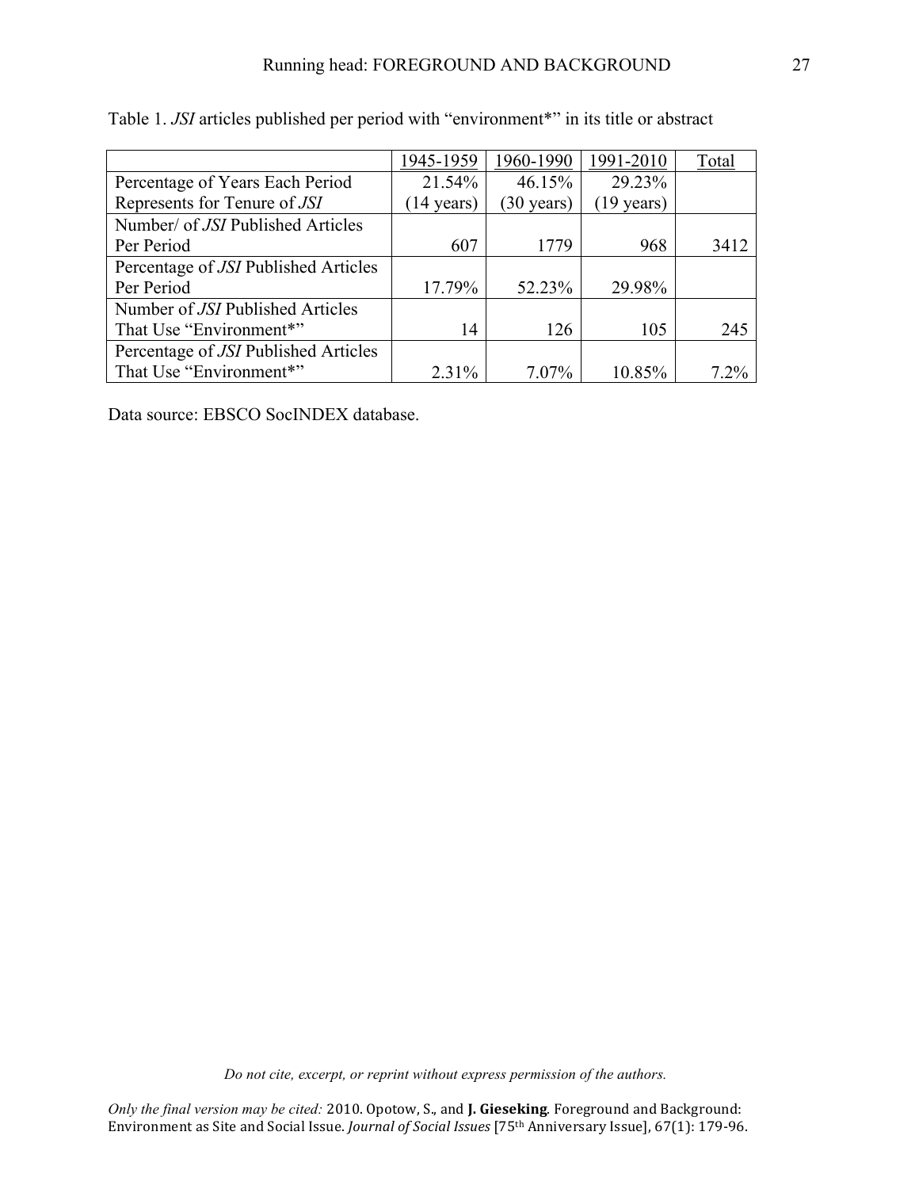Table 1. *JSI* articles published per period with "environment*" in its title or abstract

| | 1945-1959 | 1960-1990 | 1991-2010 | Total |
|---|---|---|---|---|
| Percentage of Years Each Period Represents for Tenure of *JSI* | 21.54% (14 years) | 46.15% (30 years) | 29.23% (19 years) | |
| Number/ of *JSI* Published Articles Per Period | 607 | 1779 | 968 | 3412 |
| Percentage of *JSI* Published Articles Per Period | 17.79% | 52.23% | 29.98% | |
| Number of *JSI* Published Articles That Use "Environment*" | 14 | 126 | 105 | 245 |
| Percentage of *JSI* Published Articles That Use "Environment*" | 2.31% | 7.07% | 10.85% | 7.2% |

Data source: EBSCO SocINDEX database.

*Do not cite, excerpt, or reprint without express permission of the authors.*

*Only the final version may be cited:* 2010. Opotow, S., and **J. Gieseking**. Foreground and Background: Environment as Site and Social Issue. *Journal of Social Issues* [75th Anniversary Issue], 67(1): 179-96.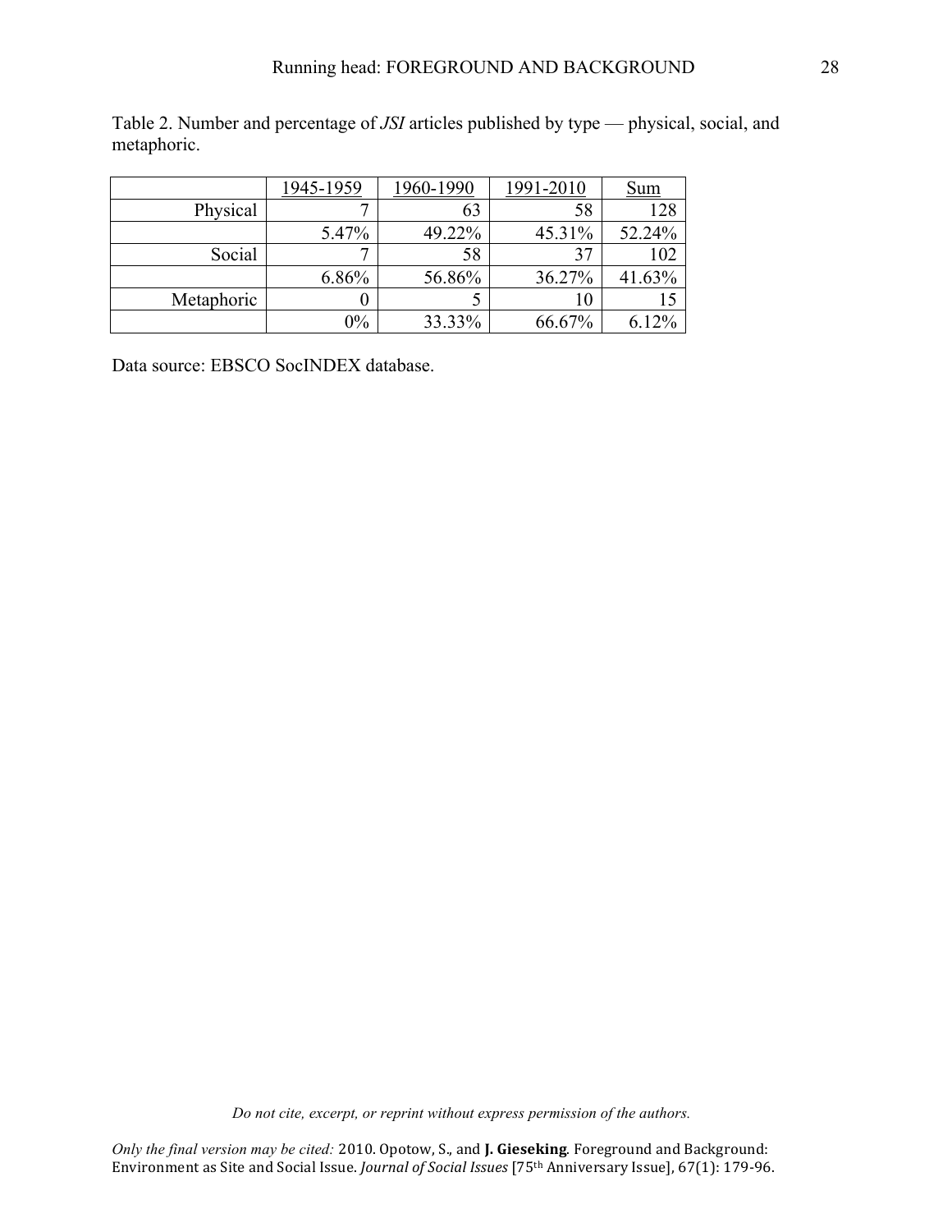Table 2. Number and percentage of *JSI* articles published by type — physical, social, and metaphoric.

| | 1945-1959 | 1960-1990 | 1991-2010 | Sum |
|---|---|---|---|---|
| Physical | 7 | 63 | 58 | 128 |
| | 5.47% | 49.22% | 45.31% | 52.24% |
| Social | 7 | 58 | 37 | 102 |
| | 6.86% | 56.86% | 36.27% | 41.63% |
| Metaphoric | 0 | 5 | 10 | 15 |
| | 0% | 33.33% | 66.67% | 6.12% |

Data source: EBSCO SocINDEX database.

*Do not cite, excerpt, or reprint without express permission of the authors.*

*Only the final version may be cited:* 2010. Opotow, S., and **J. Gieseking**. Foreground and Background: Environment as Site and Social Issue. *Journal of Social Issues* [75th Anniversary Issue], 67(1): 179-96.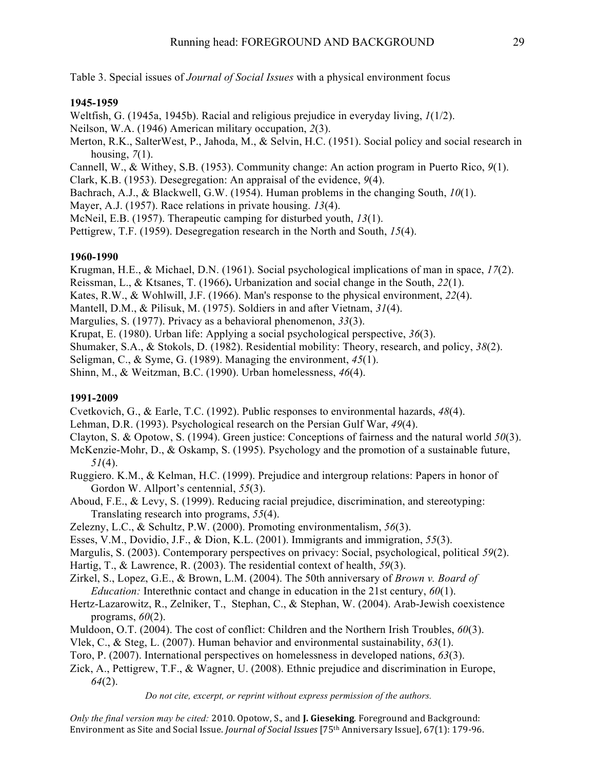Table 3. Special issues of *Journal of Social Issues* with a physical environment focus

**1945-1959**

Weltfish, G. (1945a, 1945b). Racial and religious prejudice in everyday living, *1*(1/2).

Neilson, W.A. (1946) American military occupation, *2*(3).

Merton, R.K., SalterWest, P., Jahoda, M., & Selvin, H.C. (1951). Social policy and social research in housing, *7*(1).

Cannell, W., & Withey, S.B. (1953). Community change: An action program in Puerto Rico, *9*(1).

Clark, K.B. (1953). Desegregation: An appraisal of the evidence, *9*(4).

Bachrach, A.J., & Blackwell, G.W. (1954). Human problems in the changing South, *10*(1).

Mayer, A.J. (1957). Race relations in private housing. *13*(4).

McNeil, E.B. (1957). Therapeutic camping for disturbed youth, *13*(1).

Pettigrew, T.F. (1959). Desegregation research in the North and South, *15*(4).

**1960-1990**

Krugman, H.E., & Michael, D.N. (1961). Social psychological implications of man in space, *17*(2).

Reissman, L., & Ktsanes, T. (1966)**.** Urbanization and social change in the South, *22*(1).

Kates, R.W., & Wohlwill, J.F. (1966). Man's response to the physical environment, *22*(4).

Mantell, D.M., & Pilisuk, M. (1975). Soldiers in and after Vietnam, *31*(4).

Margulies, S. (1977). Privacy as a behavioral phenomenon, *33*(3).

Krupat, E. (1980). Urban life: Applying a social psychological perspective, *36*(3).

Shumaker, S.A., & Stokols, D. (1982). Residential mobility: Theory, research, and policy, *38*(2).

Seligman, C., & Syme, G. (1989). Managing the environment, *45*(1).

Shinn, M., & Weitzman, B.C. (1990). Urban homelessness, *46*(4).

**1991-2009**

Cvetkovich, G., & Earle, T.C. (1992). Public responses to environmental hazards, *48*(4).

Lehman, D.R. (1993). Psychological research on the Persian Gulf War, *49*(4).

Clayton, S. & Opotow, S. (1994). Green justice: Conceptions of fairness and the natural world *50*(3).

McKenzie-Mohr, D., & Oskamp, S. (1995). Psychology and the promotion of a sustainable future, *51*(4).

Ruggiero. K.M., & Kelman, H.C. (1999). Prejudice and intergroup relations: Papers in honor of Gordon W. Allport's centennial, *55*(3).

Aboud, F.E., & Levy, S. (1999). Reducing racial prejudice, discrimination, and stereotyping: Translating research into programs, *55*(4).

Zelezny, L.C., & Schultz, P.W. (2000). Promoting environmentalism, *56*(3).

Esses, V.M., Dovidio, J.F., & Dion, K.L. (2001). Immigrants and immigration, *55*(3).

Margulis, S. (2003). Contemporary perspectives on privacy: Social, psychological, political *59*(2).

Hartig, T., & Lawrence, R. (2003). The residential context of health, *59*(3).

Zirkel, S., Lopez, G.E., & Brown, L.M. (2004). The 50th anniversary of *Brown v. Board of Education:* Interethnic contact and change in education in the 21st century, *60*(1).

Hertz-Lazarowitz, R., Zelniker, T., Stephan, C., & Stephan, W. (2004). Arab-Jewish coexistence programs, *60*(2).

Muldoon, O.T. (2004). The cost of conflict: Children and the Northern Irish Troubles, *60*(3).

Vlek, C., & Steg, L. (2007). Human behavior and environmental sustainability, *63*(1).

Toro, P. (2007). International perspectives on homelessness in developed nations, *63*(3).

Zick, A., Pettigrew, T.F., & Wagner, U. (2008). Ethnic prejudice and discrimination in Europe, *64*(2).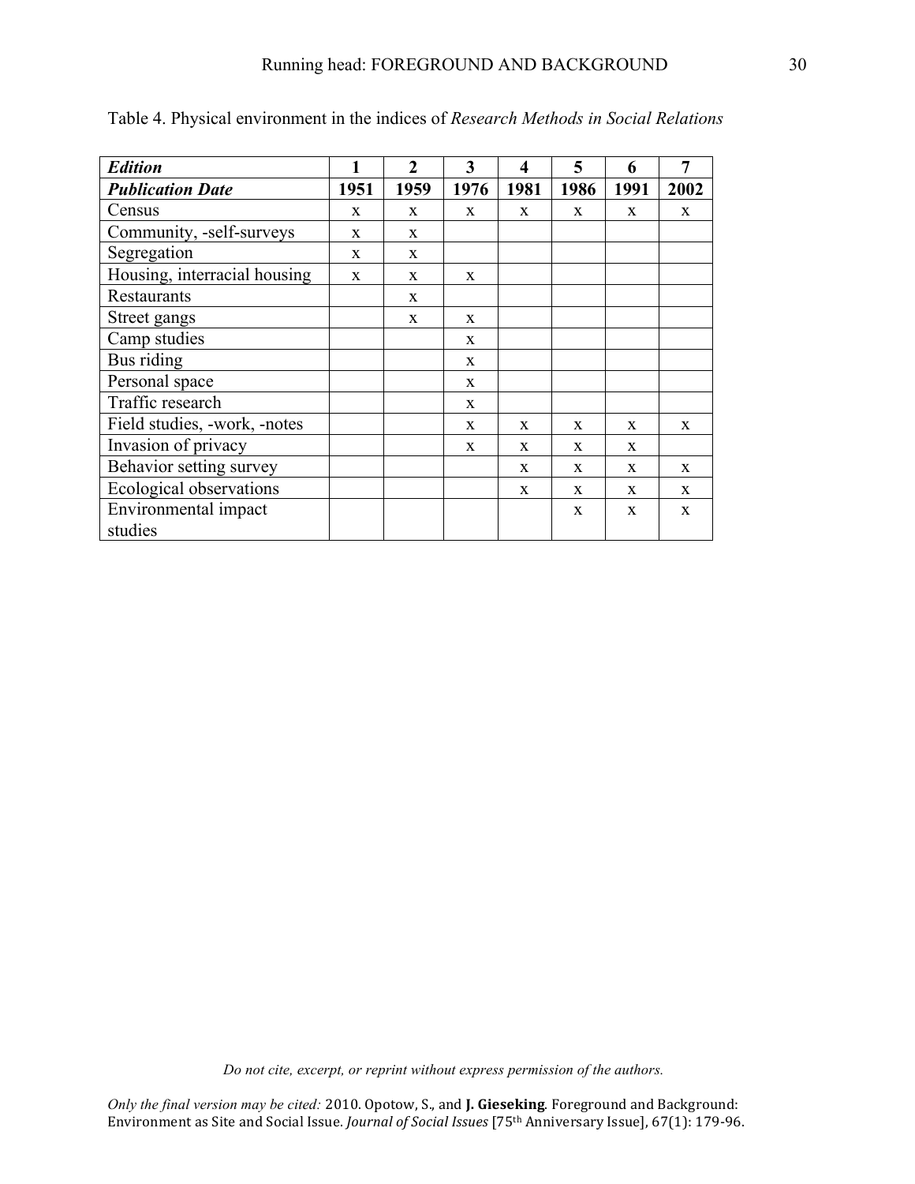Table 4. Physical environment in the indices of *Research Methods in Social Relations*

| ***Edition*** | **1** | **2** | **3** | **4** | **5** | **6** | **7** |
|---|---|---|---|---|---|---|---|
| ***Publication Date*** | **1951** | **1959** | **1976** | **1981** | **1986** | **1991** | **2002** |
| Census | x | x | x | x | x | x | x |
| Community, -self-surveys | x | x | | | | | |
| Segregation | x | x | | | | | |
| Housing, interracial housing | x | x | x | | | | |
| Restaurants | | x | | | | | |
| Street gangs | | x | x | | | | |
| Camp studies | | | x | | | | |
| Bus riding | | | x | | | | |
| Personal space | | | x | | | | |
| Traffic research | | | x | | | | |
| Field studies, -work, -notes | | | x | x | x | x | x |
| Invasion of privacy | | | x | x | x | x | |
| Behavior setting survey | | | | x | x | x | x |
| Ecological observations | | | | x | x | x | x |
| Environmental impact studies | | | | | x | x | x |

*Do not cite, excerpt, or reprint without express permission of the authors.*

*Only the final version may be cited:* 2010. Opotow, S., and **J. Gieseking**. Foreground and Background: Environment as Site and Social Issue. *Journal of Social Issues* [75th Anniversary Issue], 67(1): 179-96.